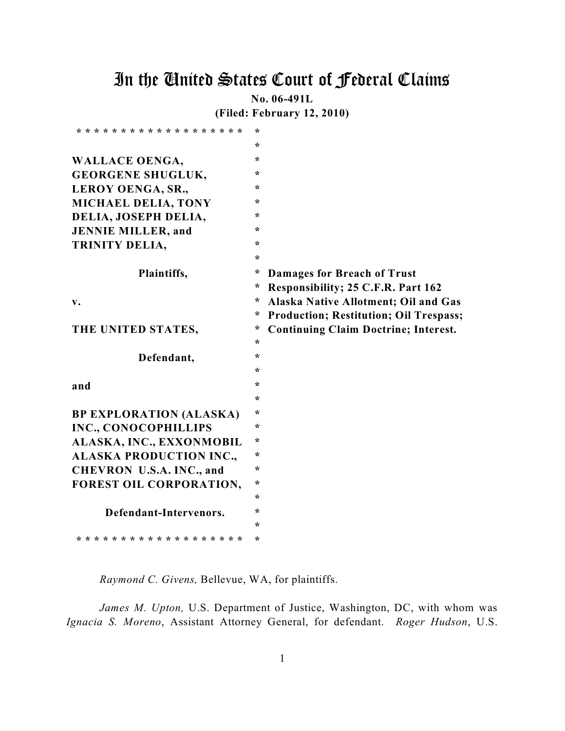# In the United States Court of Federal Claims

**No. 06-491L**

**(Filed: February 12, 2010)**

| | |
|---|---|
| WALLACE OENGA, GEORGENE SHUGLUK, LEROY OENGA, SR., MICHAEL DELIA, TONY DELIA, JOSEPH DELIA, JENNIE MILLER, and TRINITY DELIA, | |
| Plaintiffs, | **Damages for Breach of Trust Responsibility; 25 C.F.R. Part 162 Alaska Native Allotment; Oil and Gas Production; Restitution; Oil Trespass; Continuing Claim Doctrine; Interest.** |
| v. | |
| THE UNITED STATES, | |
| Defendant, | |
| and | |
| BP EXPLORATION (ALASKA) INC., CONOCOPHILLIPS ALASKA, INC., EXXONMOBIL ALASKA PRODUCTION INC., CHEVRON U.S.A. INC., and FOREST OIL CORPORATION, | |
| Defendant-Intervenors. | |

*Raymond C. Givens,* Bellevue, WA, for plaintiffs.

*James M. Upton,* U.S. Department of Justice, Washington, DC, with whom was *Ignacia S. Moreno*, Assistant Attorney General, for defendant. *Roger Hudson*, U.S.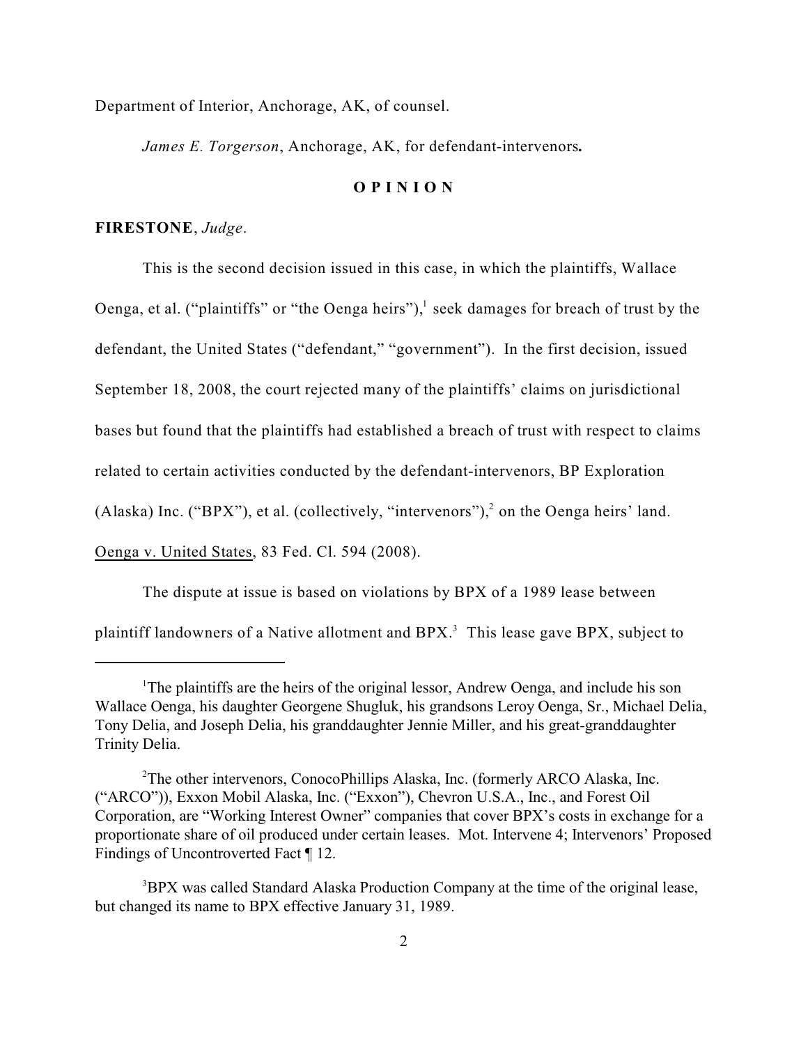Department of Interior, Anchorage, AK, of counsel.

*James E. Torgerson*, Anchorage, AK, for defendant-intervenors**.**

**O P I N I O N**

**FIRESTONE**, *Judge*.

This is the second decision issued in this case, in which the plaintiffs, Wallace Oenga, et al. ("plaintiffs" or "the Oenga heirs"),[1] seek damages for breach of trust by the defendant, the United States ("defendant," "government"). In the first decision, issued September 18, 2008, the court rejected many of the plaintiffs' claims on jurisdictional bases but found that the plaintiffs had established a breach of trust with respect to claims related to certain activities conducted by the defendant-intervenors, BP Exploration (Alaska) Inc. ("BPX"), et al. (collectively, "intervenors"),[2] on the Oenga heirs' land. Oenga v. United States, 83 Fed. Cl. 594 (2008).

The dispute at issue is based on violations by BPX of a 1989 lease between plaintiff landowners of a Native allotment and BPX.[3] This lease gave BPX, subject to

---

[1]The plaintiffs are the heirs of the original lessor, Andrew Oenga, and include his son Wallace Oenga, his daughter Georgene Shugluk, his grandsons Leroy Oenga, Sr., Michael Delia, Tony Delia, and Joseph Delia, his granddaughter Jennie Miller, and his great-granddaughter Trinity Delia.

[2]The other intervenors, ConocoPhillips Alaska, Inc. (formerly ARCO Alaska, Inc. ("ARCO")), Exxon Mobil Alaska, Inc. ("Exxon"), Chevron U.S.A., Inc., and Forest Oil Corporation, are "Working Interest Owner" companies that cover BPX's costs in exchange for a proportionate share of oil produced under certain leases. Mot. Intervene 4; Intervenors' Proposed Findings of Uncontroverted Fact ¶ 12.

[3]BPX was called Standard Alaska Production Company at the time of the original lease, but changed its name to BPX effective January 31, 1989.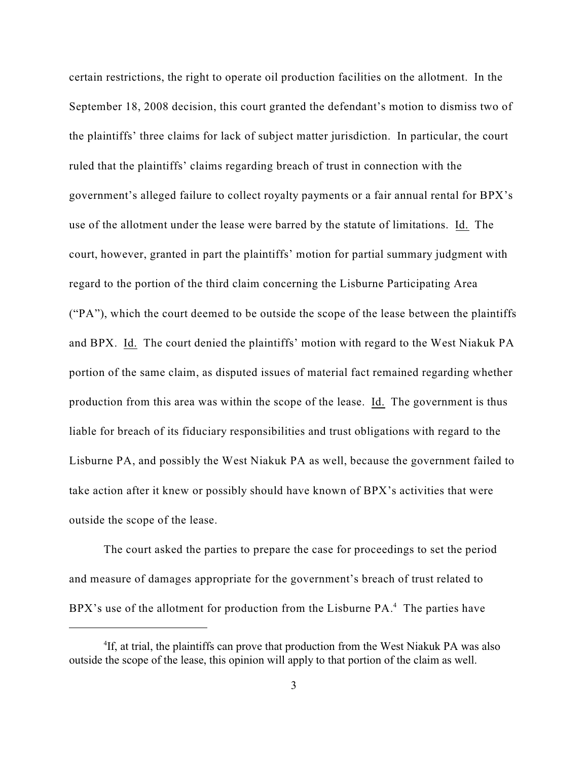certain restrictions, the right to operate oil production facilities on the allotment. In the September 18, 2008 decision, this court granted the defendant's motion to dismiss two of the plaintiffs' three claims for lack of subject matter jurisdiction. In particular, the court ruled that the plaintiffs' claims regarding breach of trust in connection with the government's alleged failure to collect royalty payments or a fair annual rental for BPX's use of the allotment under the lease were barred by the statute of limitations. Id. The court, however, granted in part the plaintiffs' motion for partial summary judgment with regard to the portion of the third claim concerning the Lisburne Participating Area ("PA"), which the court deemed to be outside the scope of the lease between the plaintiffs and BPX. Id. The court denied the plaintiffs' motion with regard to the West Niakuk PA portion of the same claim, as disputed issues of material fact remained regarding whether production from this area was within the scope of the lease. Id. The government is thus liable for breach of its fiduciary responsibilities and trust obligations with regard to the Lisburne PA, and possibly the West Niakuk PA as well, because the government failed to take action after it knew or possibly should have known of BPX's activities that were outside the scope of the lease.

The court asked the parties to prepare the case for proceedings to set the period and measure of damages appropriate for the government's breach of trust related to BPX's use of the allotment for production from the Lisburne PA.[4] The parties have

[4] If, at trial, the plaintiffs can prove that production from the West Niakuk PA was also outside the scope of the lease, this opinion will apply to that portion of the claim as well.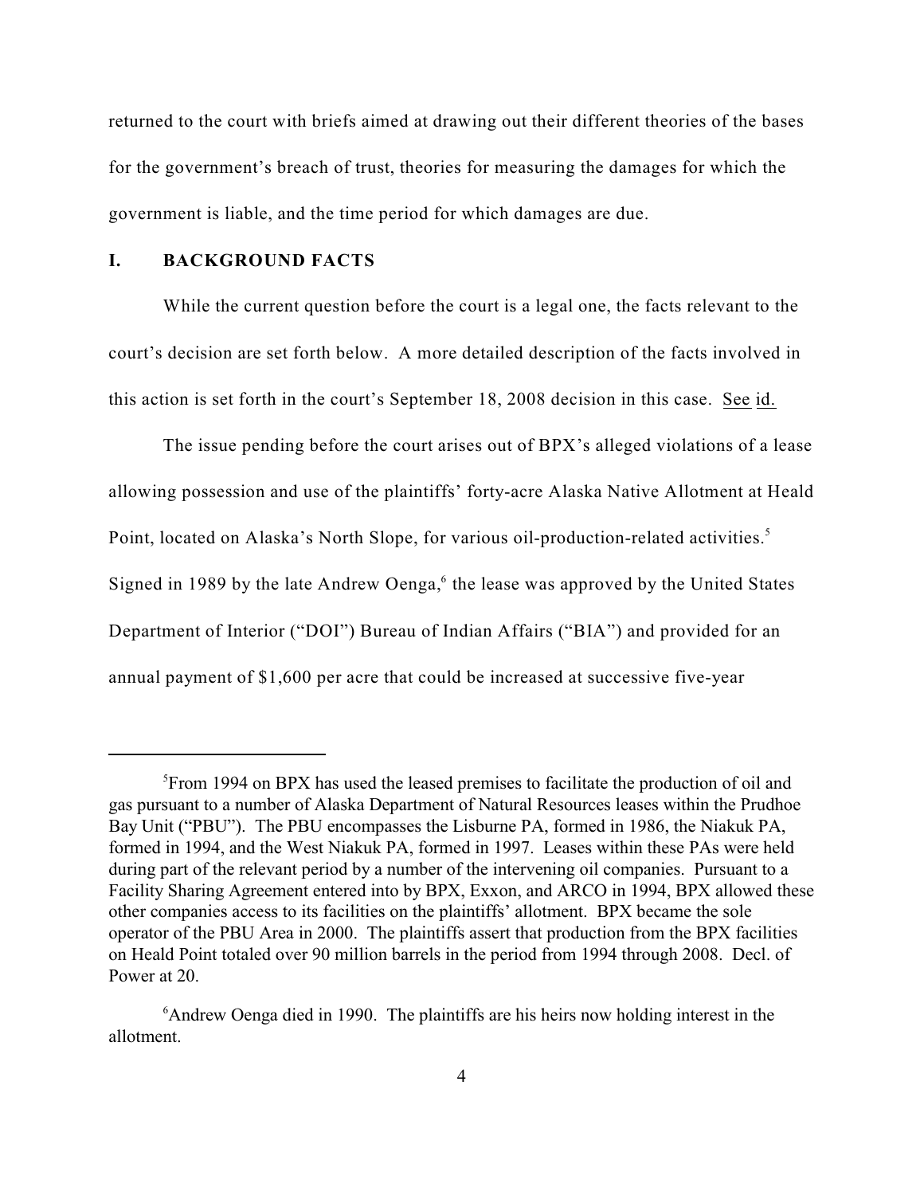returned to the court with briefs aimed at drawing out their different theories of the bases for the government's breach of trust, theories for measuring the damages for which the government is liable, and the time period for which damages are due.

## I. BACKGROUND FACTS

While the current question before the court is a legal one, the facts relevant to the court's decision are set forth below. A more detailed description of the facts involved in this action is set forth in the court's September 18, 2008 decision in this case. See id.

The issue pending before the court arises out of BPX's alleged violations of a lease allowing possession and use of the plaintiffs' forty-acre Alaska Native Allotment at Heald Point, located on Alaska's North Slope, for various oil-production-related activities.[5] Signed in 1989 by the late Andrew Oenga,[6] the lease was approved by the United States Department of Interior ("DOI") Bureau of Indian Affairs ("BIA") and provided for an annual payment of $1,600 per acre that could be increased at successive five-year

---

[5]From 1994 on BPX has used the leased premises to facilitate the production of oil and gas pursuant to a number of Alaska Department of Natural Resources leases within the Prudhoe Bay Unit ("PBU"). The PBU encompasses the Lisburne PA, formed in 1986, the Niakuk PA, formed in 1994, and the West Niakuk PA, formed in 1997. Leases within these PAs were held during part of the relevant period by a number of the intervening oil companies. Pursuant to a Facility Sharing Agreement entered into by BPX, Exxon, and ARCO in 1994, BPX allowed these other companies access to its facilities on the plaintiffs' allotment. BPX became the sole operator of the PBU Area in 2000. The plaintiffs assert that production from the BPX facilities on Heald Point totaled over 90 million barrels in the period from 1994 through 2008. Decl. of Power at 20.

[6]Andrew Oenga died in 1990. The plaintiffs are his heirs now holding interest in the allotment.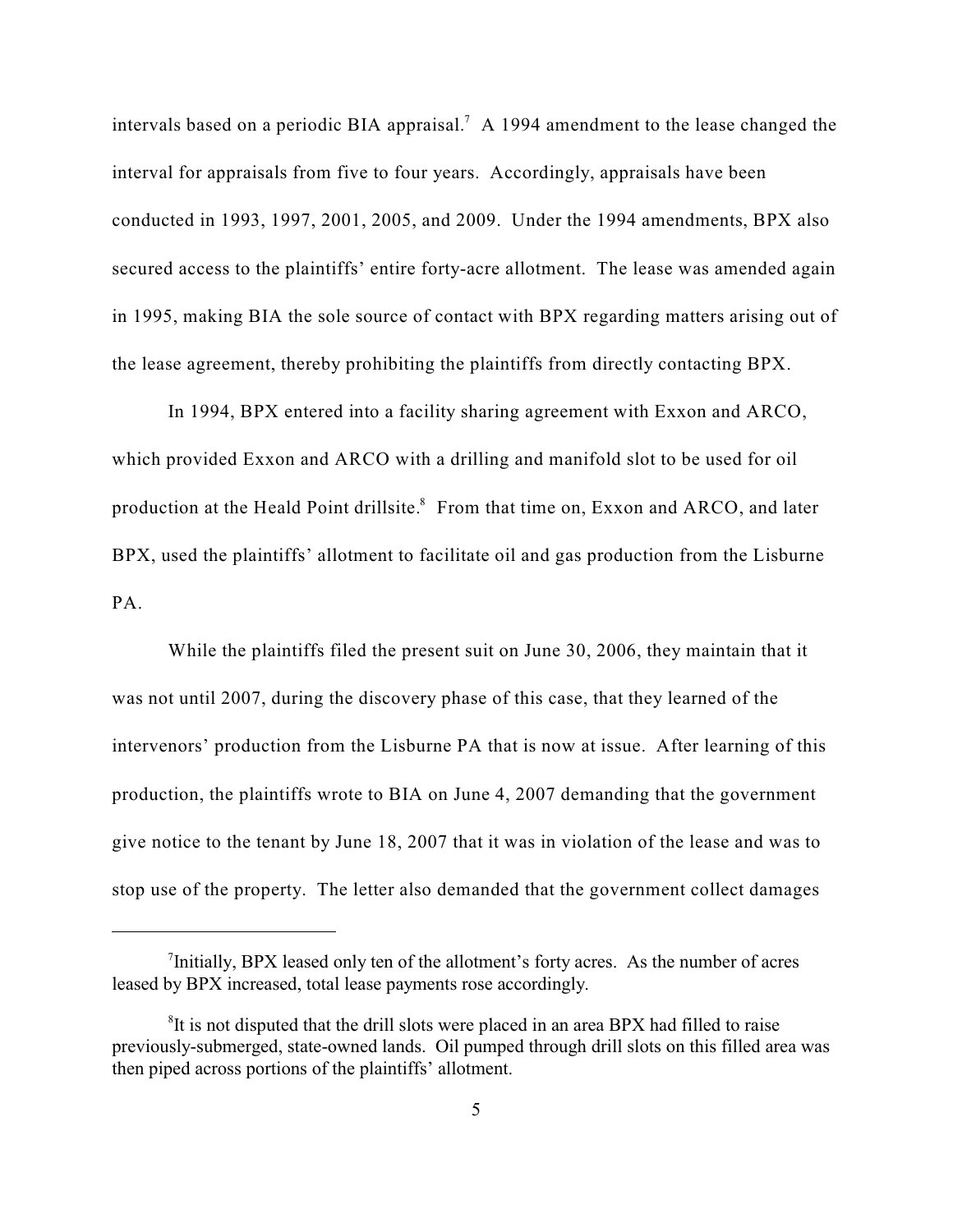intervals based on a periodic BIA appraisal.[7] A 1994 amendment to the lease changed the interval for appraisals from five to four years. Accordingly, appraisals have been conducted in 1993, 1997, 2001, 2005, and 2009. Under the 1994 amendments, BPX also secured access to the plaintiffs' entire forty-acre allotment. The lease was amended again in 1995, making BIA the sole source of contact with BPX regarding matters arising out of the lease agreement, thereby prohibiting the plaintiffs from directly contacting BPX.

In 1994, BPX entered into a facility sharing agreement with Exxon and ARCO, which provided Exxon and ARCO with a drilling and manifold slot to be used for oil production at the Heald Point drillsite.[8] From that time on, Exxon and ARCO, and later BPX, used the plaintiffs' allotment to facilitate oil and gas production from the Lisburne PA.

While the plaintiffs filed the present suit on June 30, 2006, they maintain that it was not until 2007, during the discovery phase of this case, that they learned of the intervenors' production from the Lisburne PA that is now at issue. After learning of this production, the plaintiffs wrote to BIA on June 4, 2007 demanding that the government give notice to the tenant by June 18, 2007 that it was in violation of the lease and was to stop use of the property. The letter also demanded that the government collect damages

---

[7] Initially, BPX leased only ten of the allotment's forty acres. As the number of acres leased by BPX increased, total lease payments rose accordingly.

[8] It is not disputed that the drill slots were placed in an area BPX had filled to raise previously-submerged, state-owned lands. Oil pumped through drill slots on this filled area was then piped across portions of the plaintiffs' allotment.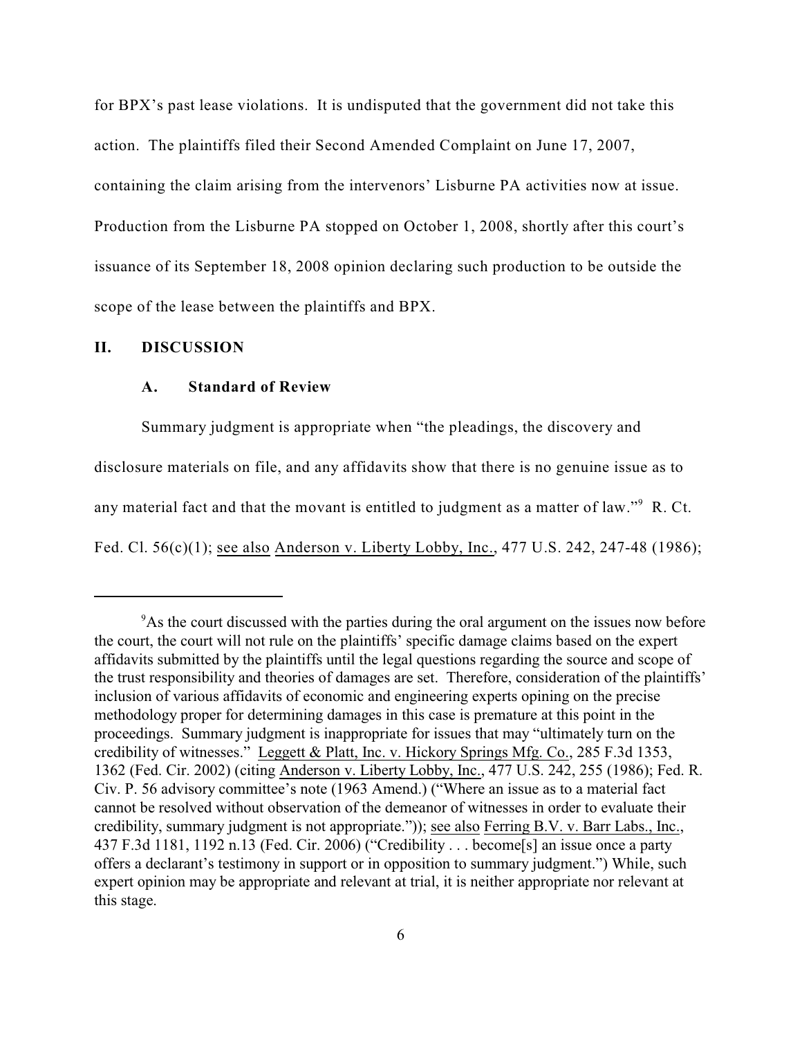for BPX's past lease violations. It is undisputed that the government did not take this action. The plaintiffs filed their Second Amended Complaint on June 17, 2007, containing the claim arising from the intervenors' Lisburne PA activities now at issue. Production from the Lisburne PA stopped on October 1, 2008, shortly after this court's issuance of its September 18, 2008 opinion declaring such production to be outside the scope of the lease between the plaintiffs and BPX.

## II. DISCUSSION

### A. Standard of Review

Summary judgment is appropriate when "the pleadings, the discovery and disclosure materials on file, and any affidavits show that there is no genuine issue as to any material fact and that the movant is entitled to judgment as a matter of law."[9] R. Ct. Fed. Cl. 56(c)(1); see also Anderson v. Liberty Lobby, Inc., 477 U.S. 242, 247-48 (1986);

---

[9]As the court discussed with the parties during the oral argument on the issues now before the court, the court will not rule on the plaintiffs' specific damage claims based on the expert affidavits submitted by the plaintiffs until the legal questions regarding the source and scope of the trust responsibility and theories of damages are set. Therefore, consideration of the plaintiffs' inclusion of various affidavits of economic and engineering experts opining on the precise methodology proper for determining damages in this case is premature at this point in the proceedings. Summary judgment is inappropriate for issues that may "ultimately turn on the credibility of witnesses." Leggett & Platt, Inc. v. Hickory Springs Mfg. Co., 285 F.3d 1353, 1362 (Fed. Cir. 2002) (citing Anderson v. Liberty Lobby, Inc., 477 U.S. 242, 255 (1986); Fed. R. Civ. P. 56 advisory committee's note (1963 Amend.) ("Where an issue as to a material fact cannot be resolved without observation of the demeanor of witnesses in order to evaluate their credibility, summary judgment is not appropriate.")); see also Ferring B.V. v. Barr Labs., Inc., 437 F.3d 1181, 1192 n.13 (Fed. Cir. 2006) ("Credibility . . . become[s] an issue once a party offers a declarant's testimony in support or in opposition to summary judgment.") While, such expert opinion may be appropriate and relevant at trial, it is neither appropriate nor relevant at this stage.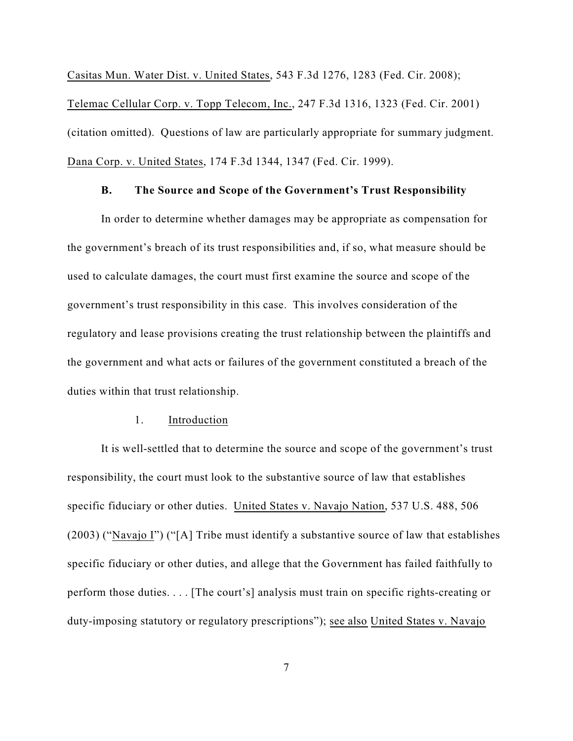Casitas Mun. Water Dist. v. United States, 543 F.3d 1276, 1283 (Fed. Cir. 2008); Telemac Cellular Corp. v. Topp Telecom, Inc., 247 F.3d 1316, 1323 (Fed. Cir. 2001) (citation omitted). Questions of law are particularly appropriate for summary judgment. Dana Corp. v. United States, 174 F.3d 1344, 1347 (Fed. Cir. 1999).

### B. The Source and Scope of the Government's Trust Responsibility

In order to determine whether damages may be appropriate as compensation for the government's breach of its trust responsibilities and, if so, what measure should be used to calculate damages, the court must first examine the source and scope of the government's trust responsibility in this case. This involves consideration of the regulatory and lease provisions creating the trust relationship between the plaintiffs and the government and what acts or failures of the government constituted a breach of the duties within that trust relationship.

#### 1. Introduction

It is well-settled that to determine the source and scope of the government's trust responsibility, the court must look to the substantive source of law that establishes specific fiduciary or other duties. United States v. Navajo Nation, 537 U.S. 488, 506 (2003) ("Navajo I") ("[A] Tribe must identify a substantive source of law that establishes specific fiduciary or other duties, and allege that the Government has failed faithfully to perform those duties. . . . [The court's] analysis must train on specific rights-creating or duty-imposing statutory or regulatory prescriptions"); see also United States v. Navajo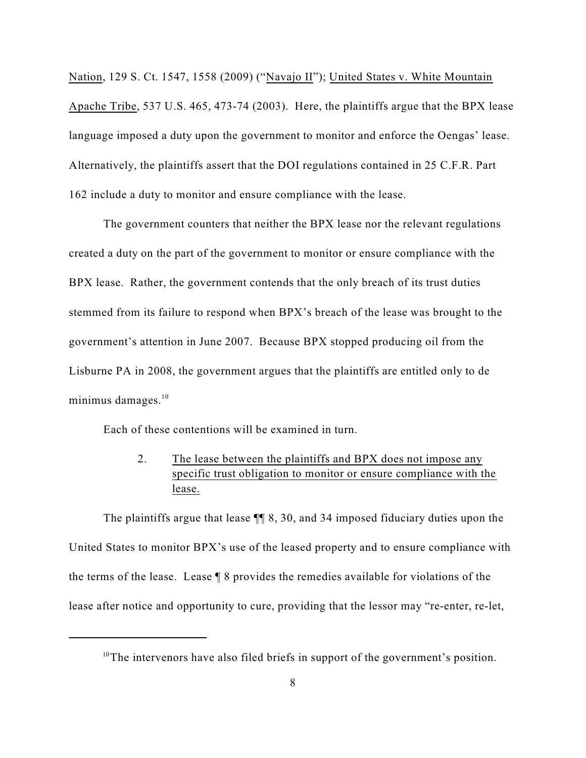Nation, 129 S. Ct. 1547, 1558 (2009) ("Navajo II"); United States v. White Mountain Apache Tribe, 537 U.S. 465, 473-74 (2003). Here, the plaintiffs argue that the BPX lease language imposed a duty upon the government to monitor and enforce the Oengas' lease. Alternatively, the plaintiffs assert that the DOI regulations contained in 25 C.F.R. Part 162 include a duty to monitor and ensure compliance with the lease.

The government counters that neither the BPX lease nor the relevant regulations created a duty on the part of the government to monitor or ensure compliance with the BPX lease. Rather, the government contends that the only breach of its trust duties stemmed from its failure to respond when BPX's breach of the lease was brought to the government's attention in June 2007. Because BPX stopped producing oil from the Lisburne PA in 2008, the government argues that the plaintiffs are entitled only to de minimus damages.[10]

Each of these contentions will be examined in turn.

2. The lease between the plaintiffs and BPX does not impose any specific trust obligation to monitor or ensure compliance with the lease.

The plaintiffs argue that lease ¶¶ 8, 30, and 34 imposed fiduciary duties upon the United States to monitor BPX's use of the leased property and to ensure compliance with the terms of the lease. Lease ¶ 8 provides the remedies available for violations of the lease after notice and opportunity to cure, providing that the lessor may "re-enter, re-let,

---

[10]The intervenors have also filed briefs in support of the government's position.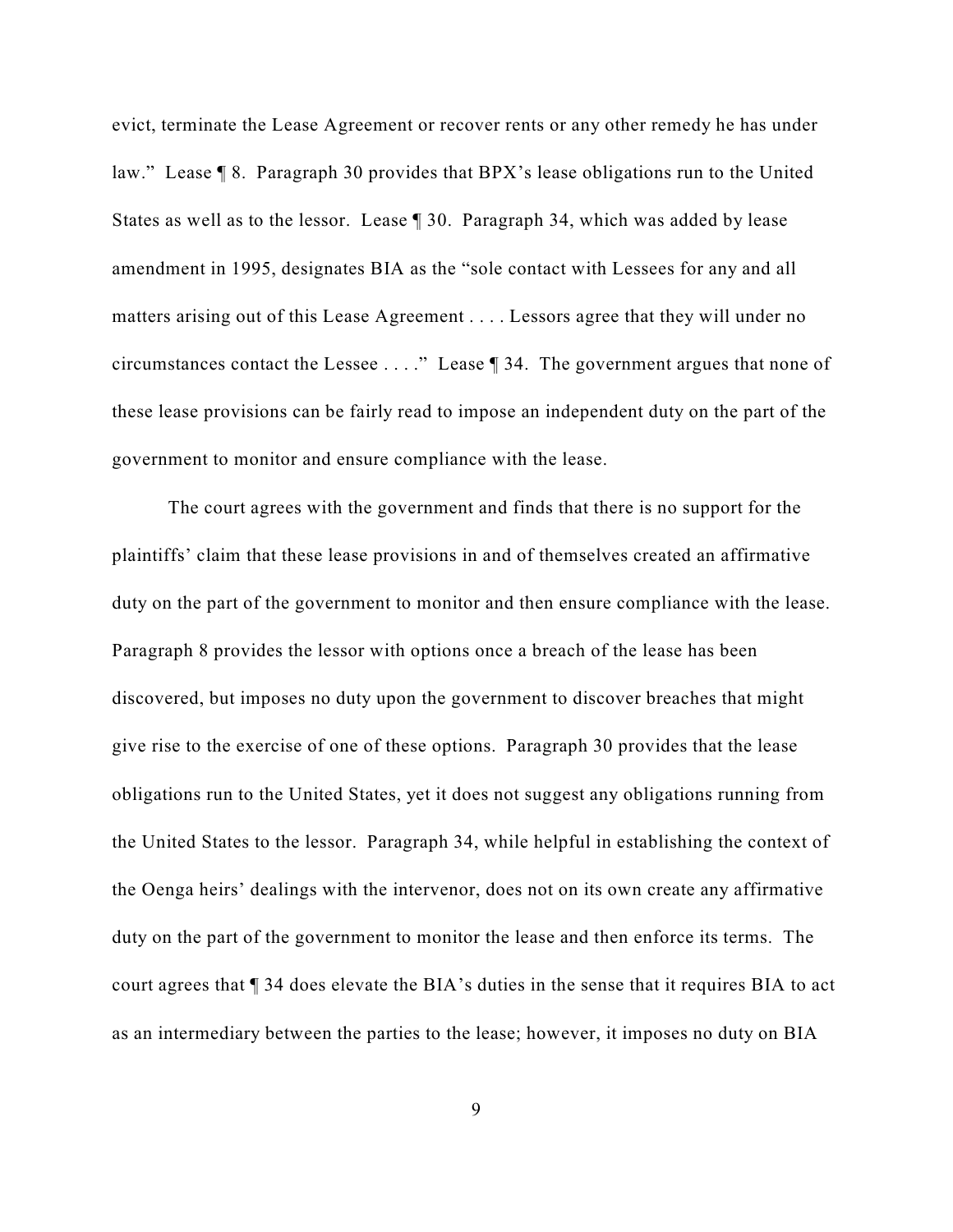evict, terminate the Lease Agreement or recover rents or any other remedy he has under law." Lease ¶ 8. Paragraph 30 provides that BPX's lease obligations run to the United States as well as to the lessor. Lease ¶ 30. Paragraph 34, which was added by lease amendment in 1995, designates BIA as the "sole contact with Lessees for any and all matters arising out of this Lease Agreement . . . . Lessors agree that they will under no circumstances contact the Lessee . . . ." Lease ¶ 34. The government argues that none of these lease provisions can be fairly read to impose an independent duty on the part of the government to monitor and ensure compliance with the lease.

The court agrees with the government and finds that there is no support for the plaintiffs' claim that these lease provisions in and of themselves created an affirmative duty on the part of the government to monitor and then ensure compliance with the lease. Paragraph 8 provides the lessor with options once a breach of the lease has been discovered, but imposes no duty upon the government to discover breaches that might give rise to the exercise of one of these options. Paragraph 30 provides that the lease obligations run to the United States, yet it does not suggest any obligations running from the United States to the lessor. Paragraph 34, while helpful in establishing the context of the Oenga heirs' dealings with the intervenor, does not on its own create any affirmative duty on the part of the government to monitor the lease and then enforce its terms. The court agrees that ¶ 34 does elevate the BIA's duties in the sense that it requires BIA to act as an intermediary between the parties to the lease; however, it imposes no duty on BIA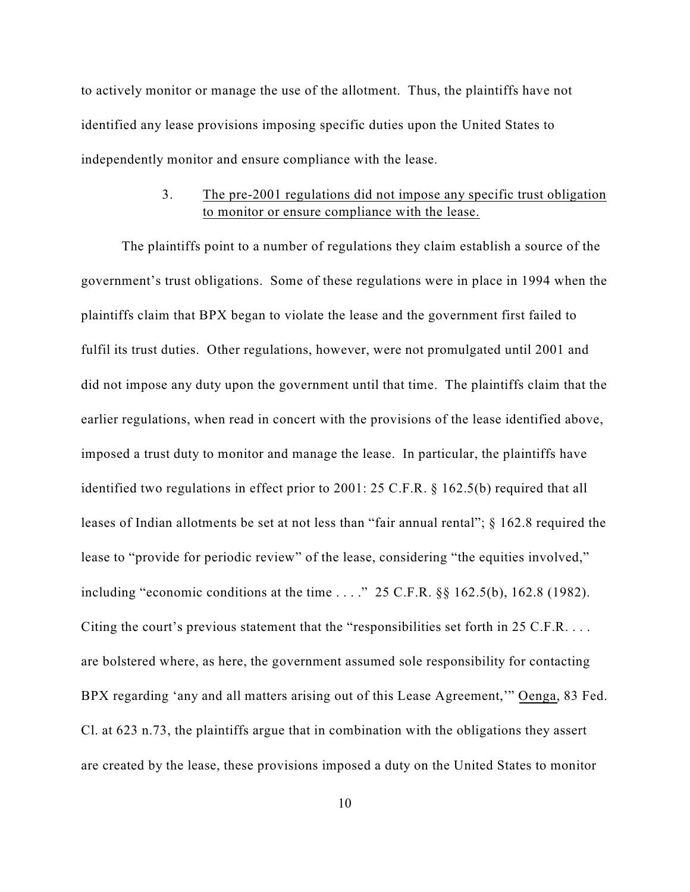to actively monitor or manage the use of the allotment. Thus, the plaintiffs have not identified any lease provisions imposing specific duties upon the United States to independently monitor and ensure compliance with the lease.

### 3. The pre-2001 regulations did not impose any specific trust obligation to monitor or ensure compliance with the lease.

The plaintiffs point to a number of regulations they claim establish a source of the government's trust obligations. Some of these regulations were in place in 1994 when the plaintiffs claim that BPX began to violate the lease and the government first failed to fulfil its trust duties. Other regulations, however, were not promulgated until 2001 and did not impose any duty upon the government until that time. The plaintiffs claim that the earlier regulations, when read in concert with the provisions of the lease identified above, imposed a trust duty to monitor and manage the lease. In particular, the plaintiffs have identified two regulations in effect prior to 2001: 25 C.F.R. § 162.5(b) required that all leases of Indian allotments be set at not less than "fair annual rental"; § 162.8 required the lease to "provide for periodic review" of the lease, considering "the equities involved," including "economic conditions at the time . . . ." 25 C.F.R. §§ 162.5(b), 162.8 (1982). Citing the court's previous statement that the "responsibilities set forth in 25 C.F.R. . . . are bolstered where, as here, the government assumed sole responsibility for contacting BPX regarding 'any and all matters arising out of this Lease Agreement,'" Oenga, 83 Fed. Cl. at 623 n.73, the plaintiffs argue that in combination with the obligations they assert are created by the lease, these provisions imposed a duty on the United States to monitor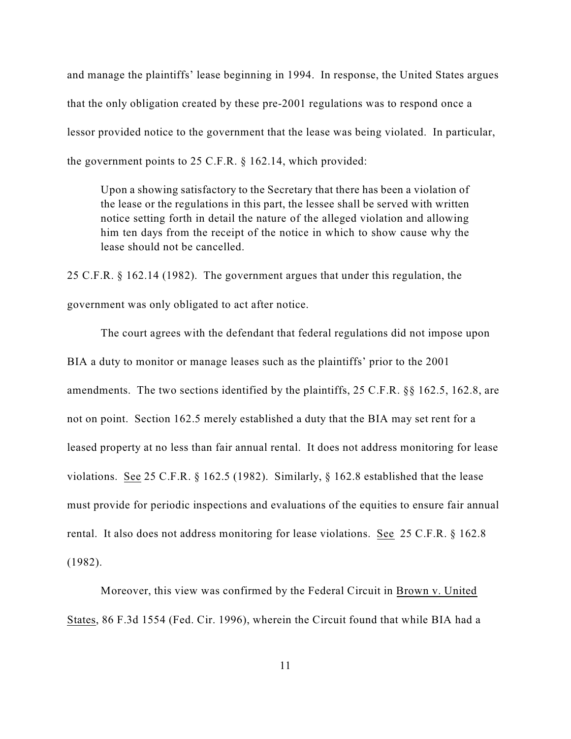and manage the plaintiffs' lease beginning in 1994. In response, the United States argues that the only obligation created by these pre-2001 regulations was to respond once a lessor provided notice to the government that the lease was being violated. In particular, the government points to 25 C.F.R. § 162.14, which provided:

> Upon a showing satisfactory to the Secretary that there has been a violation of the lease or the regulations in this part, the lessee shall be served with written notice setting forth in detail the nature of the alleged violation and allowing him ten days from the receipt of the notice in which to show cause why the lease should not be cancelled.

25 C.F.R. § 162.14 (1982). The government argues that under this regulation, the government was only obligated to act after notice.

The court agrees with the defendant that federal regulations did not impose upon BIA a duty to monitor or manage leases such as the plaintiffs' prior to the 2001 amendments. The two sections identified by the plaintiffs, 25 C.F.R. §§ 162.5, 162.8, are not on point. Section 162.5 merely established a duty that the BIA may set rent for a leased property at no less than fair annual rental. It does not address monitoring for lease violations. See 25 C.F.R. § 162.5 (1982). Similarly, § 162.8 established that the lease must provide for periodic inspections and evaluations of the equities to ensure fair annual rental. It also does not address monitoring for lease violations. See 25 C.F.R. § 162.8 (1982).

Moreover, this view was confirmed by the Federal Circuit in Brown v. United States, 86 F.3d 1554 (Fed. Cir. 1996), wherein the Circuit found that while BIA had a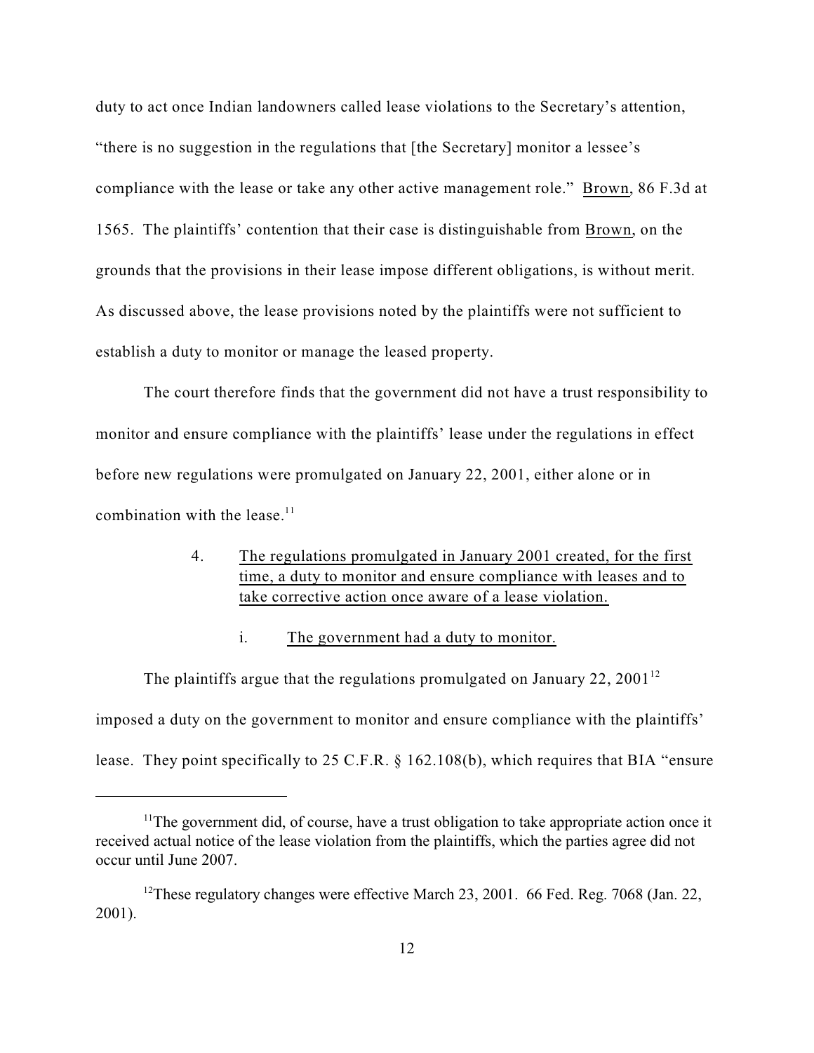duty to act once Indian landowners called lease violations to the Secretary's attention, "there is no suggestion in the regulations that [the Secretary] monitor a lessee's compliance with the lease or take any other active management role." Brown, 86 F.3d at 1565. The plaintiffs' contention that their case is distinguishable from Brown, on the grounds that the provisions in their lease impose different obligations, is without merit. As discussed above, the lease provisions noted by the plaintiffs were not sufficient to establish a duty to monitor or manage the leased property.

The court therefore finds that the government did not have a trust responsibility to monitor and ensure compliance with the plaintiffs' lease under the regulations in effect before new regulations were promulgated on January 22, 2001, either alone or in combination with the lease.[11]

4. The regulations promulgated in January 2001 created, for the first time, a duty to monitor and ensure compliance with leases and to take corrective action once aware of a lease violation.

i. The government had a duty to monitor.

The plaintiffs argue that the regulations promulgated on January 22, 2001[12] imposed a duty on the government to monitor and ensure compliance with the plaintiffs' lease. They point specifically to 25 C.F.R. § 162.108(b), which requires that BIA "ensure

---

[11] The government did, of course, have a trust obligation to take appropriate action once it received actual notice of the lease violation from the plaintiffs, which the parties agree did not occur until June 2007.

[12] These regulatory changes were effective March 23, 2001. 66 Fed. Reg. 7068 (Jan. 22, 2001).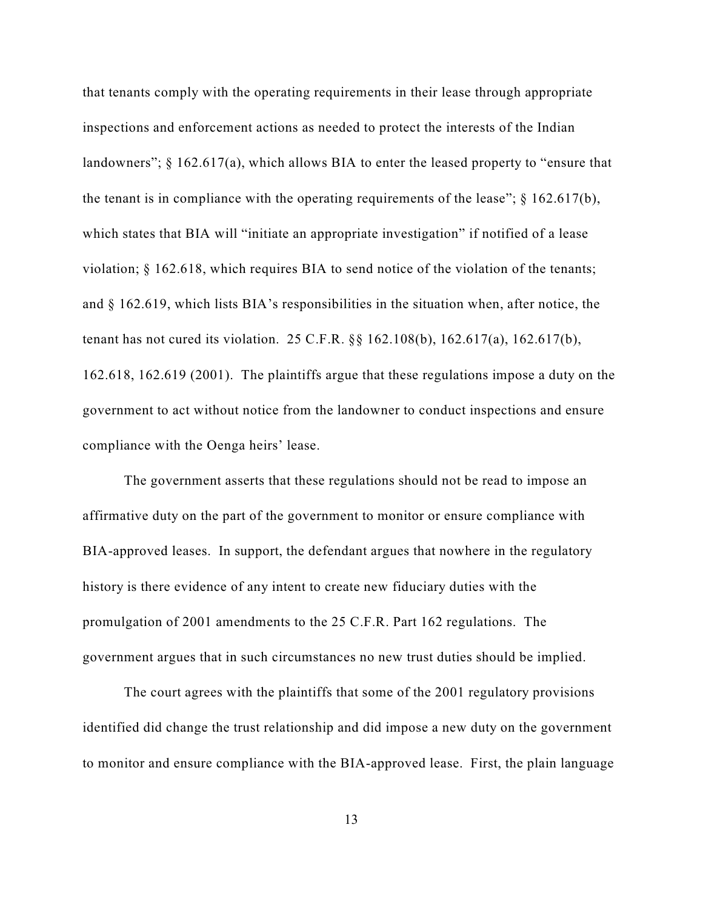that tenants comply with the operating requirements in their lease through appropriate inspections and enforcement actions as needed to protect the interests of the Indian landowners"; § 162.617(a), which allows BIA to enter the leased property to "ensure that the tenant is in compliance with the operating requirements of the lease"; § 162.617(b), which states that BIA will "initiate an appropriate investigation" if notified of a lease violation; § 162.618, which requires BIA to send notice of the violation of the tenants; and § 162.619, which lists BIA's responsibilities in the situation when, after notice, the tenant has not cured its violation. 25 C.F.R. §§ 162.108(b), 162.617(a), 162.617(b), 162.618, 162.619 (2001). The plaintiffs argue that these regulations impose a duty on the government to act without notice from the landowner to conduct inspections and ensure compliance with the Oenga heirs' lease.

The government asserts that these regulations should not be read to impose an affirmative duty on the part of the government to monitor or ensure compliance with BIA-approved leases. In support, the defendant argues that nowhere in the regulatory history is there evidence of any intent to create new fiduciary duties with the promulgation of 2001 amendments to the 25 C.F.R. Part 162 regulations. The government argues that in such circumstances no new trust duties should be implied.

The court agrees with the plaintiffs that some of the 2001 regulatory provisions identified did change the trust relationship and did impose a new duty on the government to monitor and ensure compliance with the BIA-approved lease. First, the plain language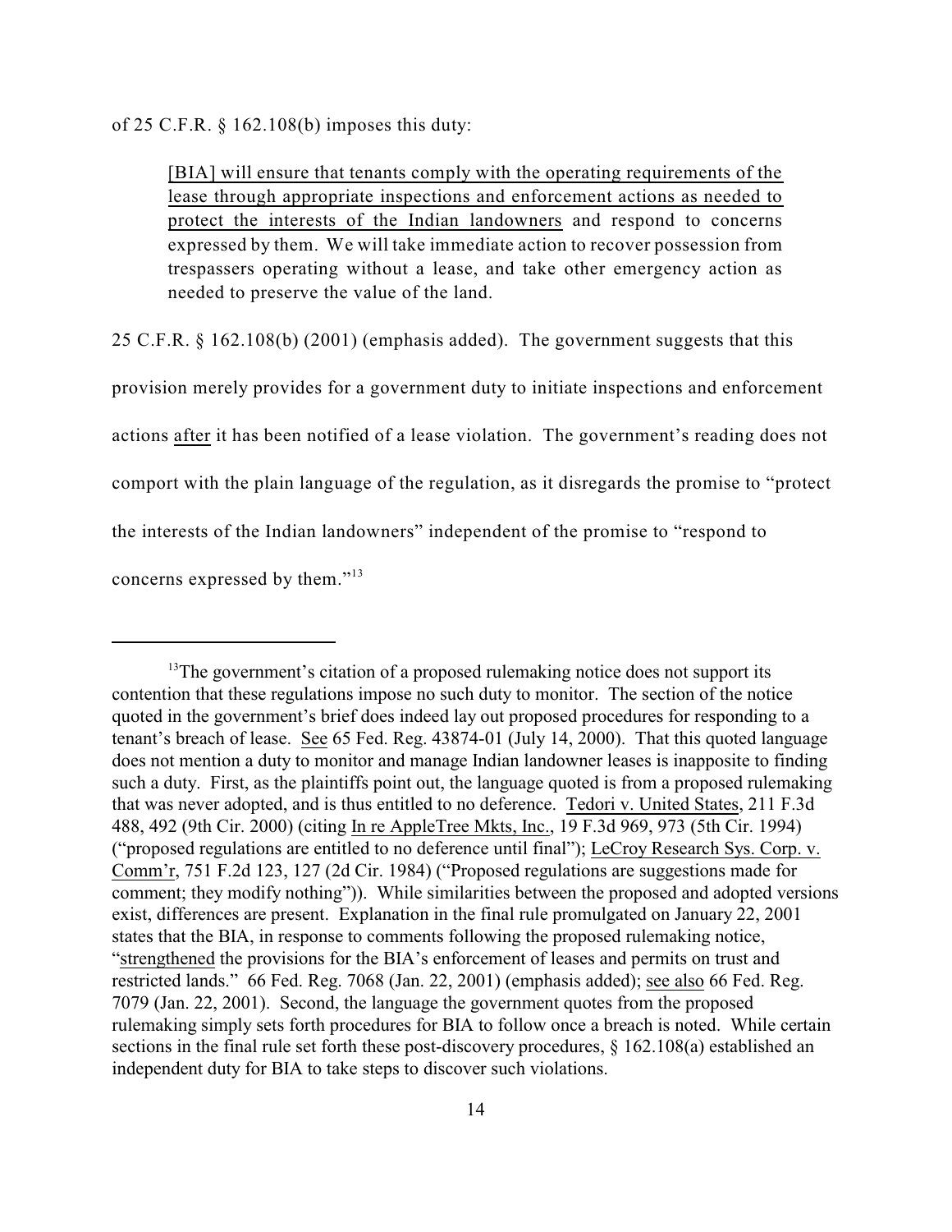of 25 C.F.R. § 162.108(b) imposes this duty:

> [BIA] will ensure that tenants comply with the operating requirements of the lease through appropriate inspections and enforcement actions as needed to protect the interests of the Indian landowners and respond to concerns expressed by them. We will take immediate action to recover possession from trespassers operating without a lease, and take other emergency action as needed to preserve the value of the land.

25 C.F.R. § 162.108(b) (2001) (emphasis added). The government suggests that this provision merely provides for a government duty to initiate inspections and enforcement actions after it has been notified of a lease violation. The government's reading does not comport with the plain language of the regulation, as it disregards the promise to "protect the interests of the Indian landowners" independent of the promise to "respond to concerns expressed by them."[13]

---

[13] The government's citation of a proposed rulemaking notice does not support its contention that these regulations impose no such duty to monitor. The section of the notice quoted in the government's brief does indeed lay out proposed procedures for responding to a tenant's breach of lease. See 65 Fed. Reg. 43874-01 (July 14, 2000). That this quoted language does not mention a duty to monitor and manage Indian landowner leases is inapposite to finding such a duty. First, as the plaintiffs point out, the language quoted is from a proposed rulemaking that was never adopted, and is thus entitled to no deference. Tedori v. United States, 211 F.3d 488, 492 (9th Cir. 2000) (citing In re AppleTree Mkts, Inc., 19 F.3d 969, 973 (5th Cir. 1994) ("proposed regulations are entitled to no deference until final"); LeCroy Research Sys. Corp. v. Comm'r, 751 F.2d 123, 127 (2d Cir. 1984) ("Proposed regulations are suggestions made for comment; they modify nothing")). While similarities between the proposed and adopted versions exist, differences are present. Explanation in the final rule promulgated on January 22, 2001 states that the BIA, in response to comments following the proposed rulemaking notice, "strengthened the provisions for the BIA's enforcement of leases and permits on trust and restricted lands." 66 Fed. Reg. 7068 (Jan. 22, 2001) (emphasis added); see also 66 Fed. Reg. 7079 (Jan. 22, 2001). Second, the language the government quotes from the proposed rulemaking simply sets forth procedures for BIA to follow once a breach is noted. While certain sections in the final rule set forth these post-discovery procedures, § 162.108(a) established an independent duty for BIA to take steps to discover such violations.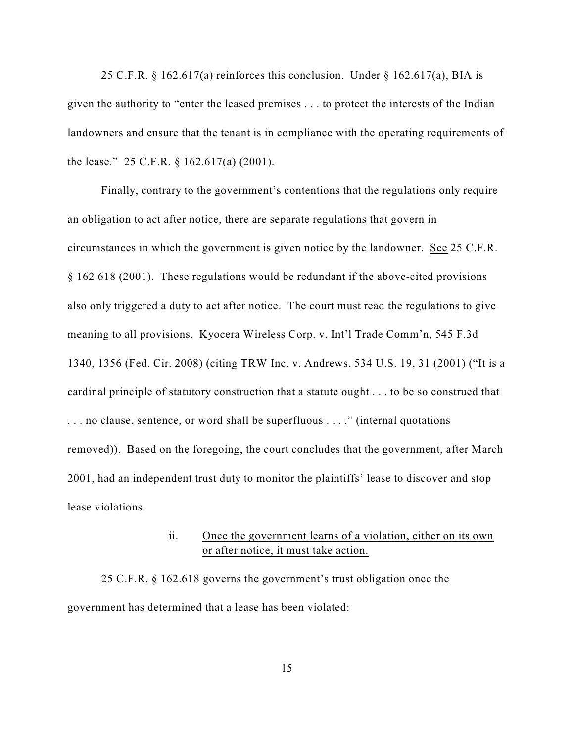25 C.F.R. § 162.617(a) reinforces this conclusion. Under § 162.617(a), BIA is given the authority to "enter the leased premises . . . to protect the interests of the Indian landowners and ensure that the tenant is in compliance with the operating requirements of the lease." 25 C.F.R. § 162.617(a) (2001).

Finally, contrary to the government's contentions that the regulations only require an obligation to act after notice, there are separate regulations that govern in circumstances in which the government is given notice by the landowner. See 25 C.F.R. § 162.618 (2001). These regulations would be redundant if the above-cited provisions also only triggered a duty to act after notice. The court must read the regulations to give meaning to all provisions. Kyocera Wireless Corp. v. Int'l Trade Comm'n, 545 F.3d 1340, 1356 (Fed. Cir. 2008) (citing TRW Inc. v. Andrews, 534 U.S. 19, 31 (2001) ("It is a cardinal principle of statutory construction that a statute ought . . . to be so construed that . . . no clause, sentence, or word shall be superfluous . . . ." (internal quotations removed)). Based on the foregoing, the court concludes that the government, after March 2001, had an independent trust duty to monitor the plaintiffs' lease to discover and stop lease violations.

ii. Once the government learns of a violation, either on its own or after notice, it must take action.

25 C.F.R. § 162.618 governs the government's trust obligation once the government has determined that a lease has been violated: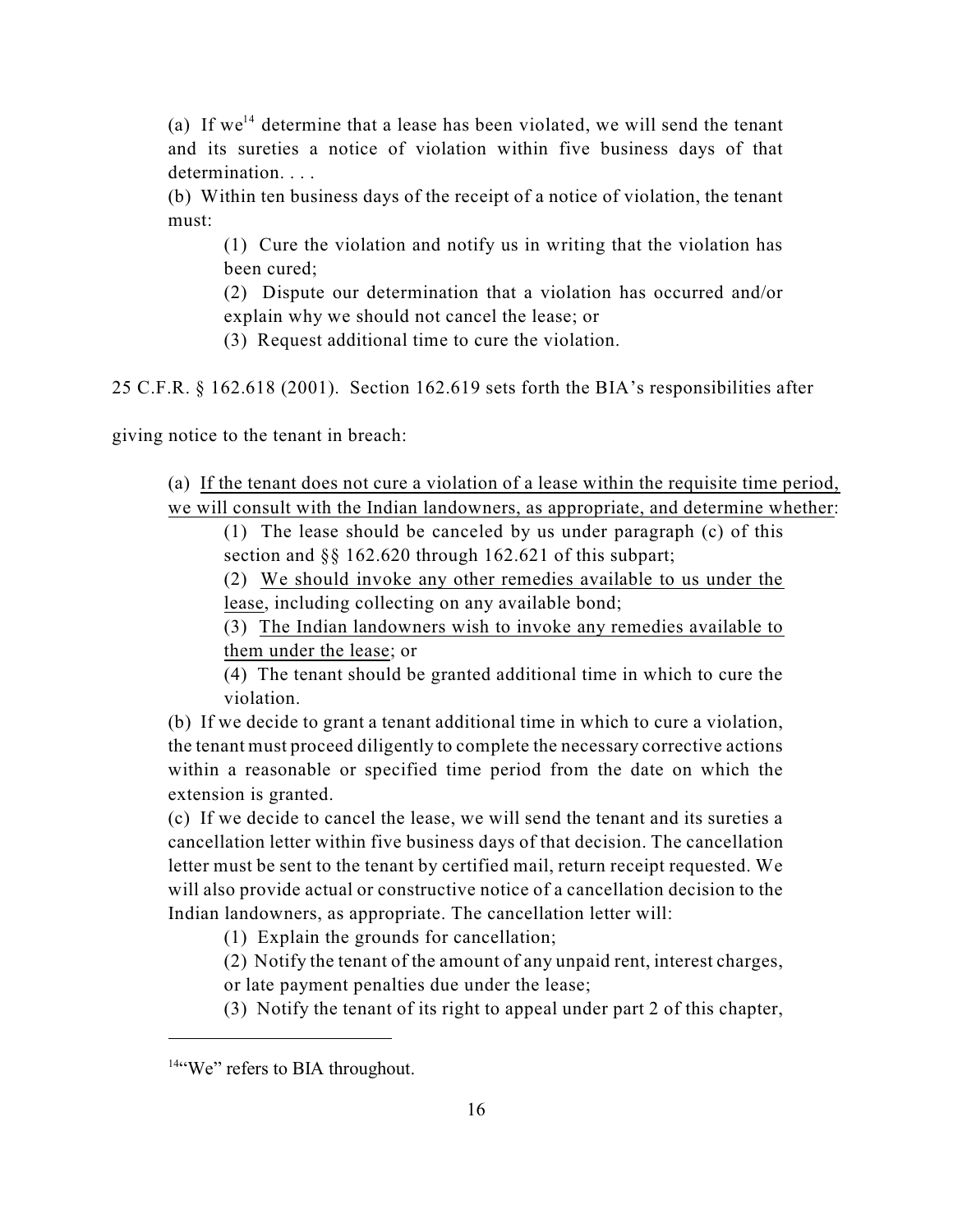> (a) If we[14] determine that a lease has been violated, we will send the tenant and its sureties a notice of violation within five business days of that determination. . . .
>
> (b) Within ten business days of the receipt of a notice of violation, the tenant must:
>
> > (1) Cure the violation and notify us in writing that the violation has been cured;
> >
> > (2) Dispute our determination that a violation has occurred and/or explain why we should not cancel the lease; or
> >
> > (3) Request additional time to cure the violation.

25 C.F.R. § 162.618 (2001). Section 162.619 sets forth the BIA's responsibilities after giving notice to the tenant in breach:

> (a) <u>If the tenant does not cure a violation of a lease within the requisite time period, we will consult with the Indian landowners, as appropriate, and determine whether</u>:
>
> > (1) The lease should be canceled by us under paragraph (c) of this section and §§ 162.620 through 162.621 of this subpart;
> >
> > (2) <u>We should invoke any other remedies available to us under the lease</u>, including collecting on any available bond;
> >
> > (3) <u>The Indian landowners wish to invoke any remedies available to them under the lease</u>; or
> >
> > (4) The tenant should be granted additional time in which to cure the violation.
>
> (b) If we decide to grant a tenant additional time in which to cure a violation, the tenant must proceed diligently to complete the necessary corrective actions within a reasonable or specified time period from the date on which the extension is granted.
>
> (c) If we decide to cancel the lease, we will send the tenant and its sureties a cancellation letter within five business days of that decision. The cancellation letter must be sent to the tenant by certified mail, return receipt requested. We will also provide actual or constructive notice of a cancellation decision to the Indian landowners, as appropriate. The cancellation letter will:
>
> > (1) Explain the grounds for cancellation;
> >
> > (2) Notify the tenant of the amount of any unpaid rent, interest charges, or late payment penalties due under the lease;
> >
> > (3) Notify the tenant of its right to appeal under part 2 of this chapter,

---

[14] "We" refers to BIA throughout.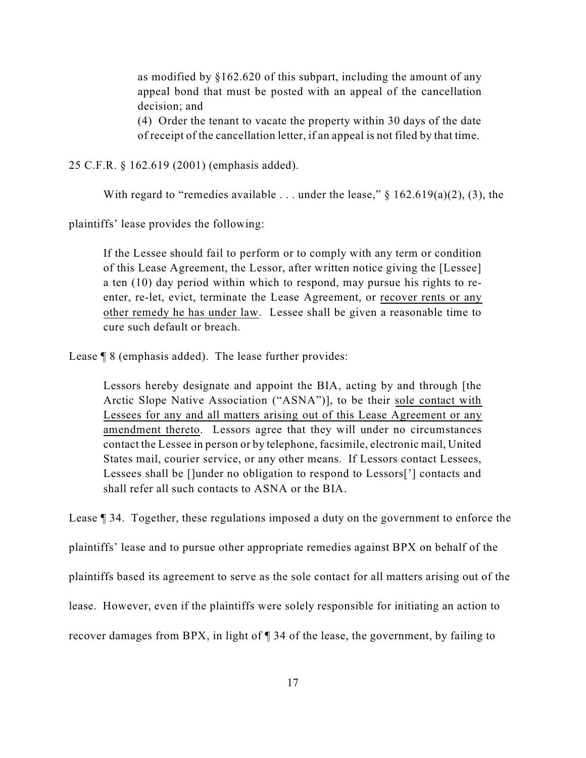> as modified by §162.620 of this subpart, including the amount of any appeal bond that must be posted with an appeal of the cancellation decision; and
>
> (4) Order the tenant to vacate the property within 30 days of the date of receipt of the cancellation letter, if an appeal is not filed by that time.

25 C.F.R. § 162.619 (2001) (emphasis added).

With regard to "remedies available . . . under the lease," § 162.619(a)(2), (3), the plaintiffs' lease provides the following:

> If the Lessee should fail to perform or to comply with any term or condition of this Lease Agreement, the Lessor, after written notice giving the [Lessee] a ten (10) day period within which to respond, may pursue his rights to re-enter, re-let, evict, terminate the Lease Agreement, or <u>recover rents or any other remedy he has under law</u>. Lessee shall be given a reasonable time to cure such default or breach.

Lease ¶ 8 (emphasis added). The lease further provides:

> Lessors hereby designate and appoint the BIA, acting by and through [the Arctic Slope Native Association ("ASNA")], to be their <u>sole contact with Lessees for any and all matters arising out of this Lease Agreement or any amendment thereto</u>. Lessors agree that they will under no circumstances contact the Lessee in person or by telephone, facsimile, electronic mail, United States mail, courier service, or any other means. If Lessors contact Lessees, Lessees shall be []under no obligation to respond to Lessors['] contacts and shall refer all such contacts to ASNA or the BIA.

Lease ¶ 34. Together, these regulations imposed a duty on the government to enforce the plaintiffs' lease and to pursue other appropriate remedies against BPX on behalf of the plaintiffs based its agreement to serve as the sole contact for all matters arising out of the lease. However, even if the plaintiffs were solely responsible for initiating an action to recover damages from BPX, in light of ¶ 34 of the lease, the government, by failing to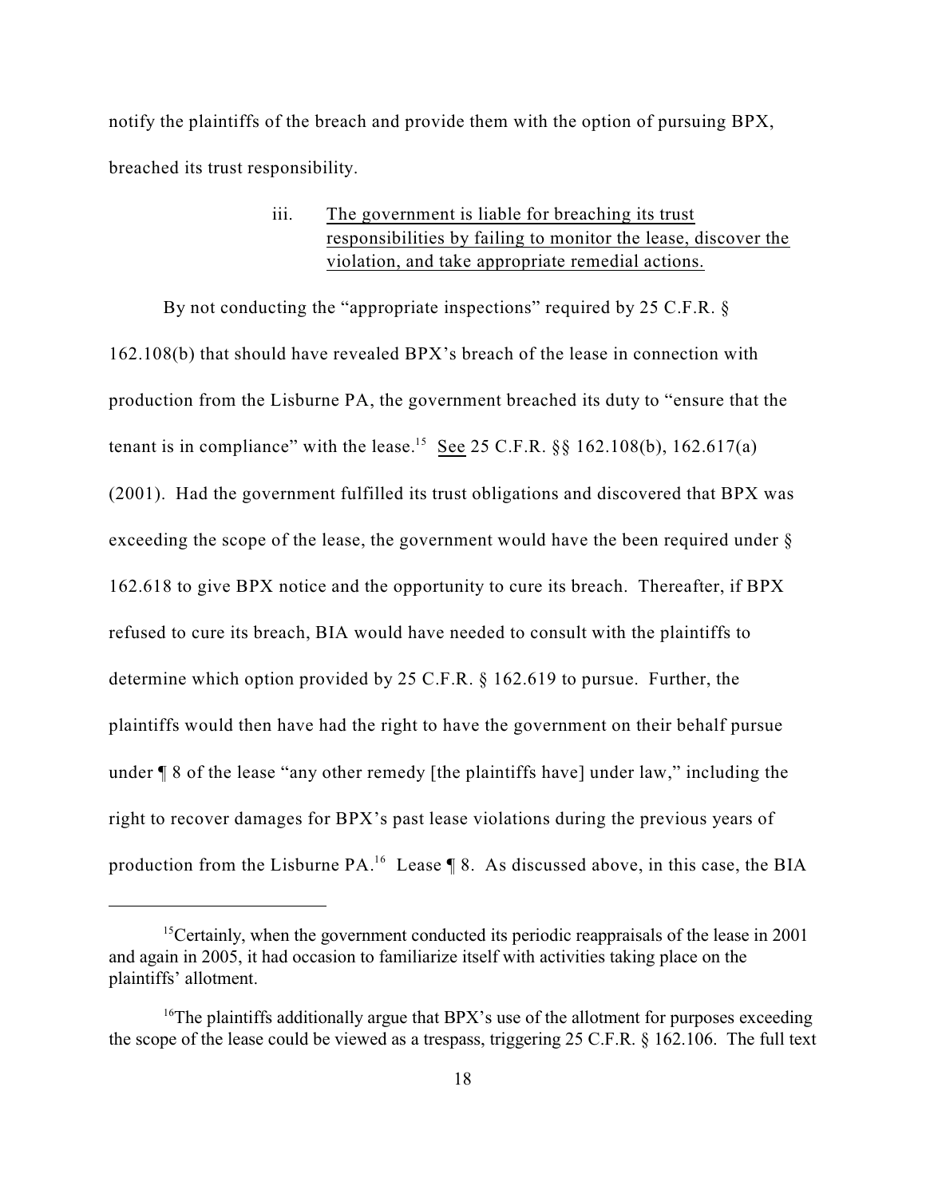notify the plaintiffs of the breach and provide them with the option of pursuing BPX, breached its trust responsibility.

iii. The government is liable for breaching its trust responsibilities by failing to monitor the lease, discover the violation, and take appropriate remedial actions.

By not conducting the "appropriate inspections" required by 25 C.F.R. § 162.108(b) that should have revealed BPX's breach of the lease in connection with production from the Lisburne PA, the government breached its duty to "ensure that the tenant is in compliance" with the lease.[15] See 25 C.F.R. §§ 162.108(b), 162.617(a) (2001). Had the government fulfilled its trust obligations and discovered that BPX was exceeding the scope of the lease, the government would have the been required under § 162.618 to give BPX notice and the opportunity to cure its breach. Thereafter, if BPX refused to cure its breach, BIA would have needed to consult with the plaintiffs to determine which option provided by 25 C.F.R. § 162.619 to pursue. Further, the plaintiffs would then have had the right to have the government on their behalf pursue under ¶ 8 of the lease "any other remedy [the plaintiffs have] under law," including the right to recover damages for BPX's past lease violations during the previous years of production from the Lisburne PA.[16] Lease ¶ 8. As discussed above, in this case, the BIA

---

[15] Certainly, when the government conducted its periodic reappraisals of the lease in 2001 and again in 2005, it had occasion to familiarize itself with activities taking place on the plaintiffs' allotment.

[16] The plaintiffs additionally argue that BPX's use of the allotment for purposes exceeding the scope of the lease could be viewed as a trespass, triggering 25 C.F.R. § 162.106. The full text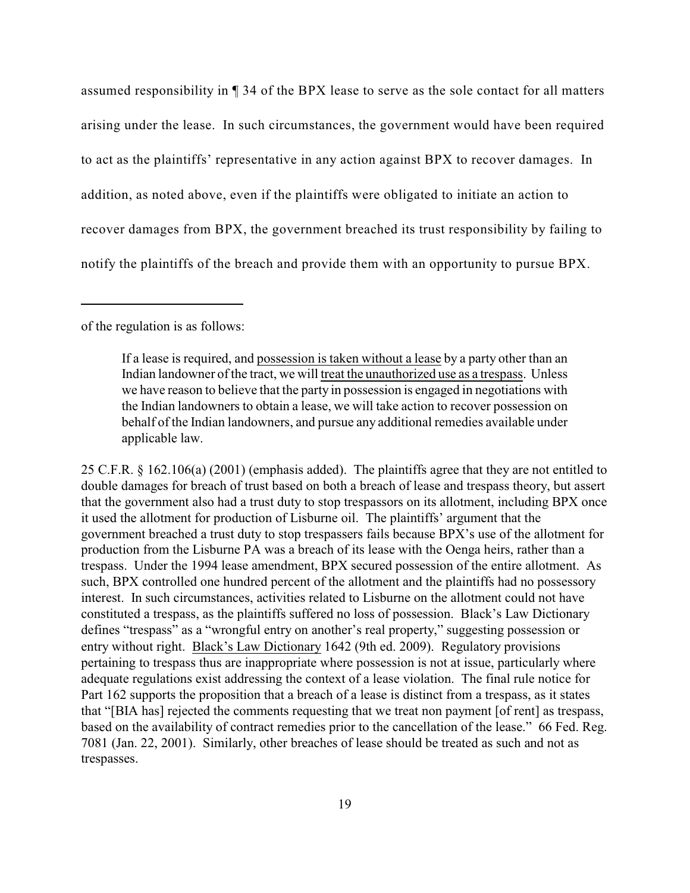assumed responsibility in ¶ 34 of the BPX lease to serve as the sole contact for all matters arising under the lease. In such circumstances, the government would have been required to act as the plaintiffs' representative in any action against BPX to recover damages. In addition, as noted above, even if the plaintiffs were obligated to initiate an action to recover damages from BPX, the government breached its trust responsibility by failing to notify the plaintiffs of the breach and provide them with an opportunity to pursue BPX.

---

of the regulation is as follows:

> If a lease is required, and <u>possession is taken without a lease</u> by a party other than an Indian landowner of the tract, we will <u>treat the unauthorized use as a trespass</u>. Unless we have reason to believe that the party in possession is engaged in negotiations with the Indian landowners to obtain a lease, we will take action to recover possession on behalf of the Indian landowners, and pursue any additional remedies available under applicable law.

25 C.F.R. § 162.106(a) (2001) (emphasis added). The plaintiffs agree that they are not entitled to double damages for breach of trust based on both a breach of lease and trespass theory, but assert that the government also had a trust duty to stop trespassors on its allotment, including BPX once it used the allotment for production of Lisburne oil. The plaintiffs' argument that the government breached a trust duty to stop trespassers fails because BPX's use of the allotment for production from the Lisburne PA was a breach of its lease with the Oenga heirs, rather than a trespass. Under the 1994 lease amendment, BPX secured possession of the entire allotment. As such, BPX controlled one hundred percent of the allotment and the plaintiffs had no possessory interest. In such circumstances, activities related to Lisburne on the allotment could not have constituted a trespass, as the plaintiffs suffered no loss of possession. Black's Law Dictionary defines "trespass" as a "wrongful entry on another's real property," suggesting possession or entry without right. <u>Black's Law Dictionary</u> 1642 (9th ed. 2009). Regulatory provisions pertaining to trespass thus are inappropriate where possession is not at issue, particularly where adequate regulations exist addressing the context of a lease violation. The final rule notice for Part 162 supports the proposition that a breach of a lease is distinct from a trespass, as it states that "[BIA has] rejected the comments requesting that we treat non payment [of rent] as trespass, based on the availability of contract remedies prior to the cancellation of the lease." 66 Fed. Reg. 7081 (Jan. 22, 2001). Similarly, other breaches of lease should be treated as such and not as trespasses.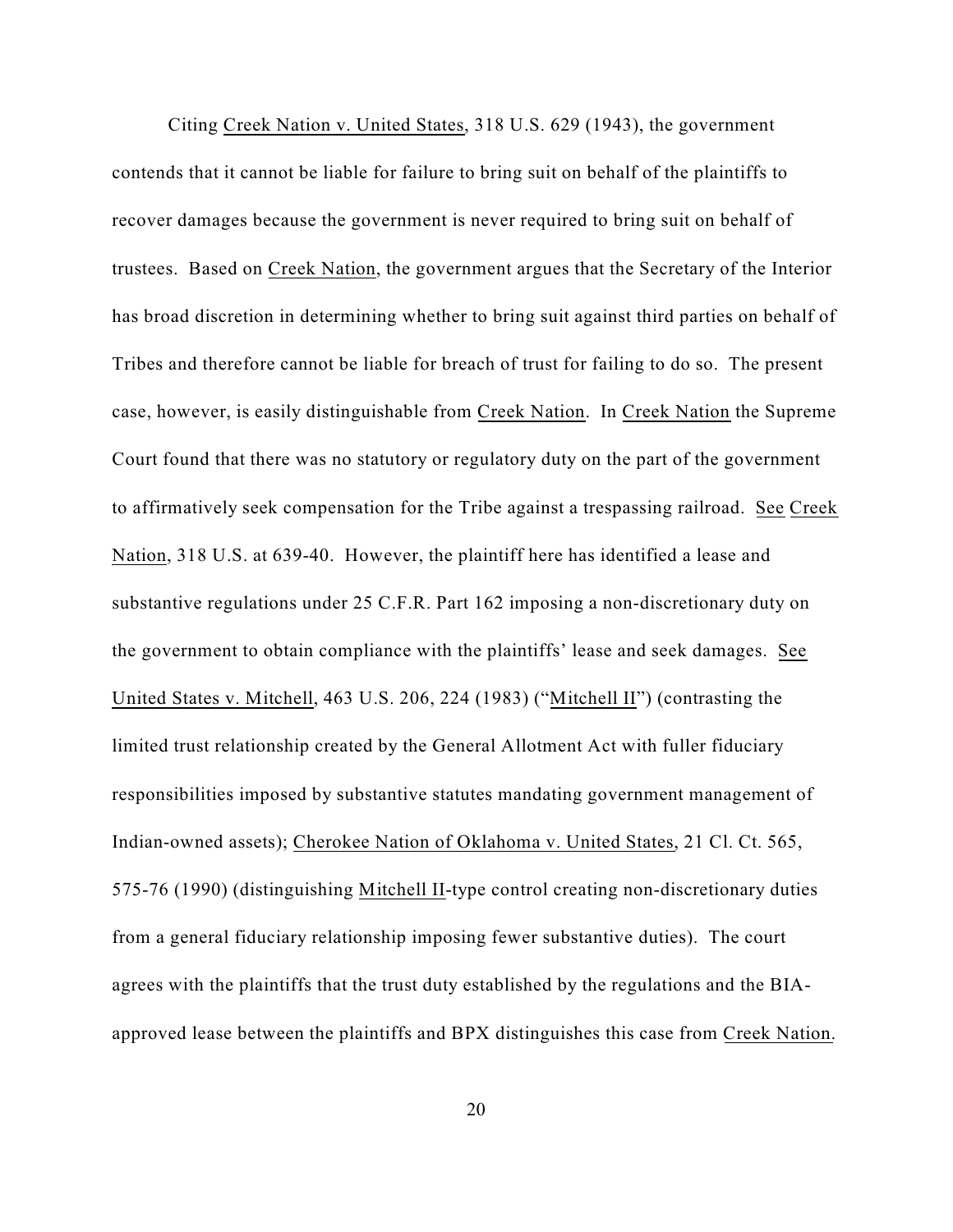Citing Creek Nation v. United States, 318 U.S. 629 (1943), the government contends that it cannot be liable for failure to bring suit on behalf of the plaintiffs to recover damages because the government is never required to bring suit on behalf of trustees. Based on Creek Nation, the government argues that the Secretary of the Interior has broad discretion in determining whether to bring suit against third parties on behalf of Tribes and therefore cannot be liable for breach of trust for failing to do so. The present case, however, is easily distinguishable from Creek Nation. In Creek Nation the Supreme Court found that there was no statutory or regulatory duty on the part of the government to affirmatively seek compensation for the Tribe against a trespassing railroad. See Creek Nation, 318 U.S. at 639-40. However, the plaintiff here has identified a lease and substantive regulations under 25 C.F.R. Part 162 imposing a non-discretionary duty on the government to obtain compliance with the plaintiffs' lease and seek damages. See United States v. Mitchell, 463 U.S. 206, 224 (1983) ("Mitchell II") (contrasting the limited trust relationship created by the General Allotment Act with fuller fiduciary responsibilities imposed by substantive statutes mandating government management of Indian-owned assets); Cherokee Nation of Oklahoma v. United States, 21 Cl. Ct. 565, 575-76 (1990) (distinguishing Mitchell II-type control creating non-discretionary duties from a general fiduciary relationship imposing fewer substantive duties). The court agrees with the plaintiffs that the trust duty established by the regulations and the BIA-approved lease between the plaintiffs and BPX distinguishes this case from Creek Nation.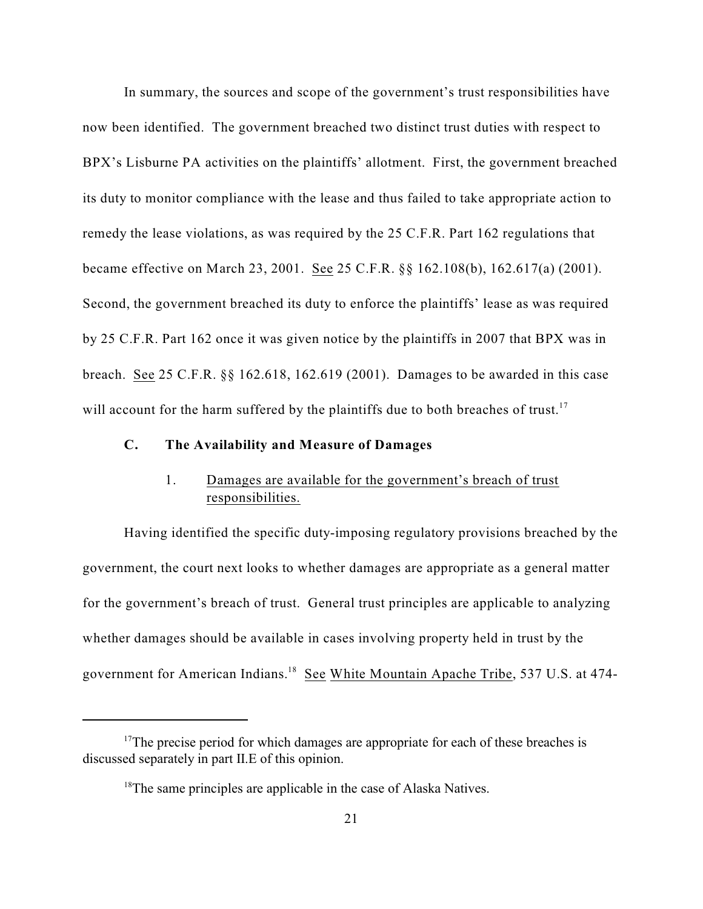In summary, the sources and scope of the government's trust responsibilities have now been identified. The government breached two distinct trust duties with respect to BPX's Lisburne PA activities on the plaintiffs' allotment. First, the government breached its duty to monitor compliance with the lease and thus failed to take appropriate action to remedy the lease violations, as was required by the 25 C.F.R. Part 162 regulations that became effective on March 23, 2001. See 25 C.F.R. §§ 162.108(b), 162.617(a) (2001). Second, the government breached its duty to enforce the plaintiffs' lease as was required by 25 C.F.R. Part 162 once it was given notice by the plaintiffs in 2007 that BPX was in breach. See 25 C.F.R. §§ 162.618, 162.619 (2001). Damages to be awarded in this case will account for the harm suffered by the plaintiffs due to both breaches of trust.[17]

### C. The Availability and Measure of Damages

#### 1. Damages are available for the government's breach of trust responsibilities.

Having identified the specific duty-imposing regulatory provisions breached by the government, the court next looks to whether damages are appropriate as a general matter for the government's breach of trust. General trust principles are applicable to analyzing whether damages should be available in cases involving property held in trust by the government for American Indians.[18] See White Mountain Apache Tribe, 537 U.S. at 474-

---

[17] The precise period for which damages are appropriate for each of these breaches is discussed separately in part II.E of this opinion.

[18] The same principles are applicable in the case of Alaska Natives.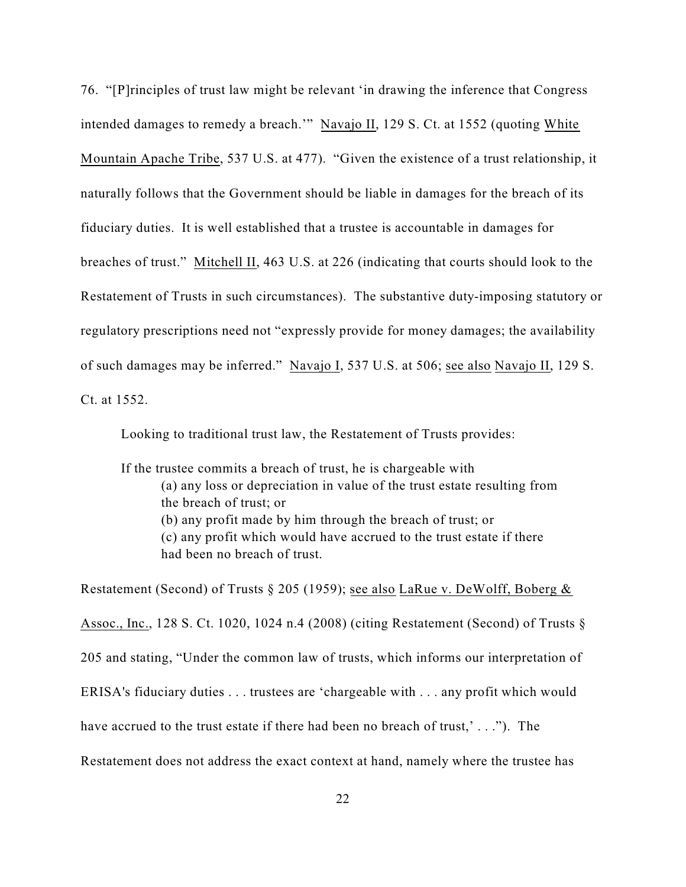76. "[P]rinciples of trust law might be relevant 'in drawing the inference that Congress intended damages to remedy a breach.'" Navajo II, 129 S. Ct. at 1552 (quoting White Mountain Apache Tribe, 537 U.S. at 477). "Given the existence of a trust relationship, it naturally follows that the Government should be liable in damages for the breach of its fiduciary duties. It is well established that a trustee is accountable in damages for breaches of trust." Mitchell II, 463 U.S. at 226 (indicating that courts should look to the Restatement of Trusts in such circumstances). The substantive duty-imposing statutory or regulatory prescriptions need not "expressly provide for money damages; the availability of such damages may be inferred." Navajo I, 537 U.S. at 506; see also Navajo II, 129 S. Ct. at 1552.

> Looking to traditional trust law, the Restatement of Trusts provides:
>
> If the trustee commits a breach of trust, he is chargeable with
> (a) any loss or depreciation in value of the trust estate resulting from the breach of trust; or
> (b) any profit made by him through the breach of trust; or
> (c) any profit which would have accrued to the trust estate if there had been no breach of trust.

Restatement (Second) of Trusts § 205 (1959); see also LaRue v. DeWolff, Boberg & Assoc., Inc., 128 S. Ct. 1020, 1024 n.4 (2008) (citing Restatement (Second) of Trusts § 205 and stating, "Under the common law of trusts, which informs our interpretation of ERISA's fiduciary duties . . . trustees are 'chargeable with . . . any profit which would have accrued to the trust estate if there had been no breach of trust,' . . ."). The Restatement does not address the exact context at hand, namely where the trustee has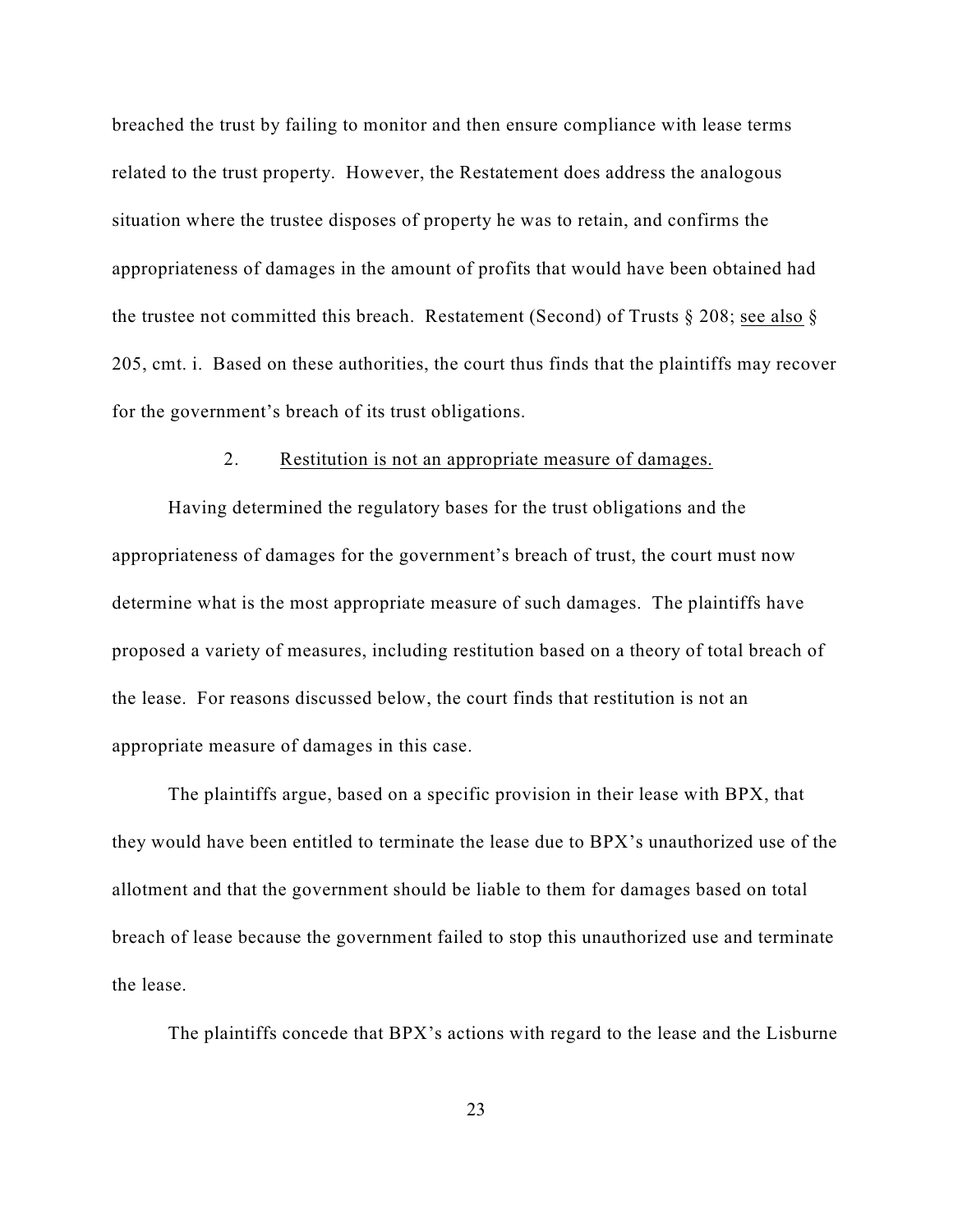breached the trust by failing to monitor and then ensure compliance with lease terms related to the trust property. However, the Restatement does address the analogous situation where the trustee disposes of property he was to retain, and confirms the appropriateness of damages in the amount of profits that would have been obtained had the trustee not committed this breach. Restatement (Second) of Trusts § 208; see also § 205, cmt. i. Based on these authorities, the court thus finds that the plaintiffs may recover for the government's breach of its trust obligations.

2. Restitution is not an appropriate measure of damages.

Having determined the regulatory bases for the trust obligations and the appropriateness of damages for the government's breach of trust, the court must now determine what is the most appropriate measure of such damages. The plaintiffs have proposed a variety of measures, including restitution based on a theory of total breach of the lease. For reasons discussed below, the court finds that restitution is not an appropriate measure of damages in this case.

The plaintiffs argue, based on a specific provision in their lease with BPX, that they would have been entitled to terminate the lease due to BPX's unauthorized use of the allotment and that the government should be liable to them for damages based on total breach of lease because the government failed to stop this unauthorized use and terminate the lease.

The plaintiffs concede that BPX's actions with regard to the lease and the Lisburne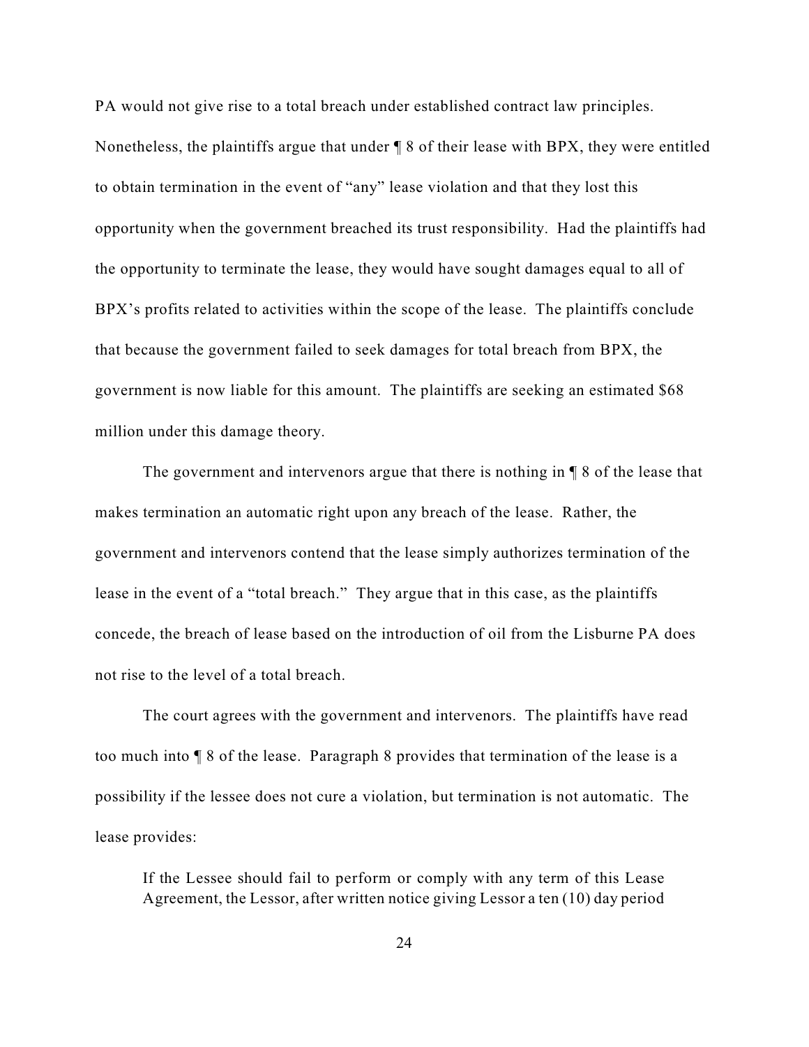PA would not give rise to a total breach under established contract law principles. Nonetheless, the plaintiffs argue that under ¶ 8 of their lease with BPX, they were entitled to obtain termination in the event of "any" lease violation and that they lost this opportunity when the government breached its trust responsibility. Had the plaintiffs had the opportunity to terminate the lease, they would have sought damages equal to all of BPX's profits related to activities within the scope of the lease. The plaintiffs conclude that because the government failed to seek damages for total breach from BPX, the government is now liable for this amount. The plaintiffs are seeking an estimated $68 million under this damage theory.

The government and intervenors argue that there is nothing in ¶ 8 of the lease that makes termination an automatic right upon any breach of the lease. Rather, the government and intervenors contend that the lease simply authorizes termination of the lease in the event of a "total breach." They argue that in this case, as the plaintiffs concede, the breach of lease based on the introduction of oil from the Lisburne PA does not rise to the level of a total breach.

The court agrees with the government and intervenors. The plaintiffs have read too much into ¶ 8 of the lease. Paragraph 8 provides that termination of the lease is a possibility if the lessee does not cure a violation, but termination is not automatic. The lease provides:

> If the Lessee should fail to perform or comply with any term of this Lease Agreement, the Lessor, after written notice giving Lessor a ten (10) day period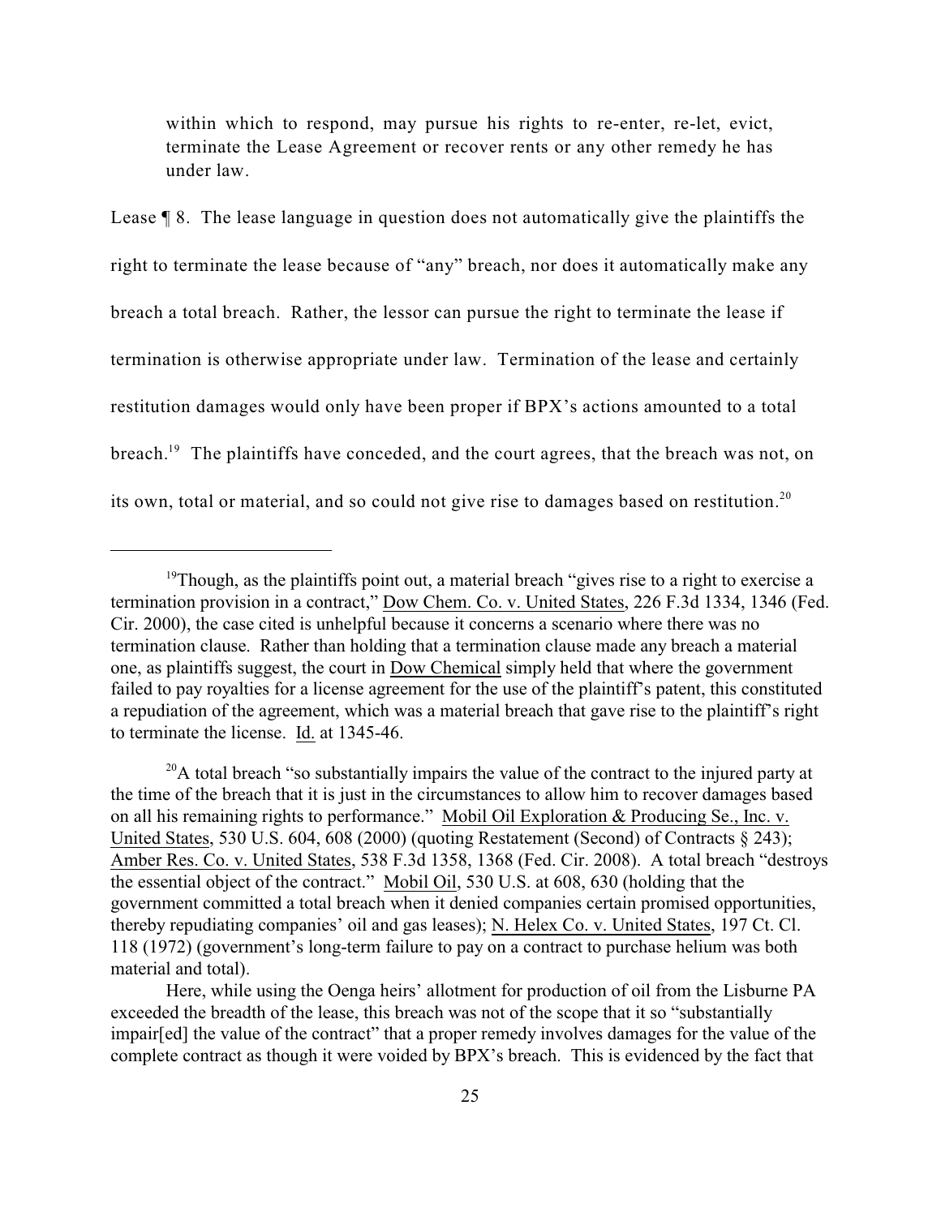> within which to respond, may pursue his rights to re-enter, re-let, evict, terminate the Lease Agreement or recover rents or any other remedy he has under law.

Lease ¶ 8. The lease language in question does not automatically give the plaintiffs the right to terminate the lease because of "any" breach, nor does it automatically make any breach a total breach. Rather, the lessor can pursue the right to terminate the lease if termination is otherwise appropriate under law. Termination of the lease and certainly restitution damages would only have been proper if BPX's actions amounted to a total breach.[19] The plaintiffs have conceded, and the court agrees, that the breach was not, on its own, total or material, and so could not give rise to damages based on restitution.[20]

---

[19] Though, as the plaintiffs point out, a material breach "gives rise to a right to exercise a termination provision in a contract," Dow Chem. Co. v. United States, 226 F.3d 1334, 1346 (Fed. Cir. 2000), the case cited is unhelpful because it concerns a scenario where there was no termination clause. Rather than holding that a termination clause made any breach a material one, as plaintiffs suggest, the court in Dow Chemical simply held that where the government failed to pay royalties for a license agreement for the use of the plaintiff's patent, this constituted a repudiation of the agreement, which was a material breach that gave rise to the plaintiff's right to terminate the license. Id. at 1345-46.

[20] A total breach "so substantially impairs the value of the contract to the injured party at the time of the breach that it is just in the circumstances to allow him to recover damages based on all his remaining rights to performance." Mobil Oil Exploration & Producing Se., Inc. v. United States, 530 U.S. 604, 608 (2000) (quoting Restatement (Second) of Contracts § 243); Amber Res. Co. v. United States, 538 F.3d 1358, 1368 (Fed. Cir. 2008). A total breach "destroys the essential object of the contract." Mobil Oil, 530 U.S. at 608, 630 (holding that the government committed a total breach when it denied companies certain promised opportunities, thereby repudiating companies' oil and gas leases); N. Helex Co. v. United States, 197 Ct. Cl. 118 (1972) (government's long-term failure to pay on a contract to purchase helium was both material and total).

Here, while using the Oenga heirs' allotment for production of oil from the Lisburne PA exceeded the breadth of the lease, this breach was not of the scope that it so "substantially impair[ed] the value of the contract" that a proper remedy involves damages for the value of the complete contract as though it were voided by BPX's breach. This is evidenced by the fact that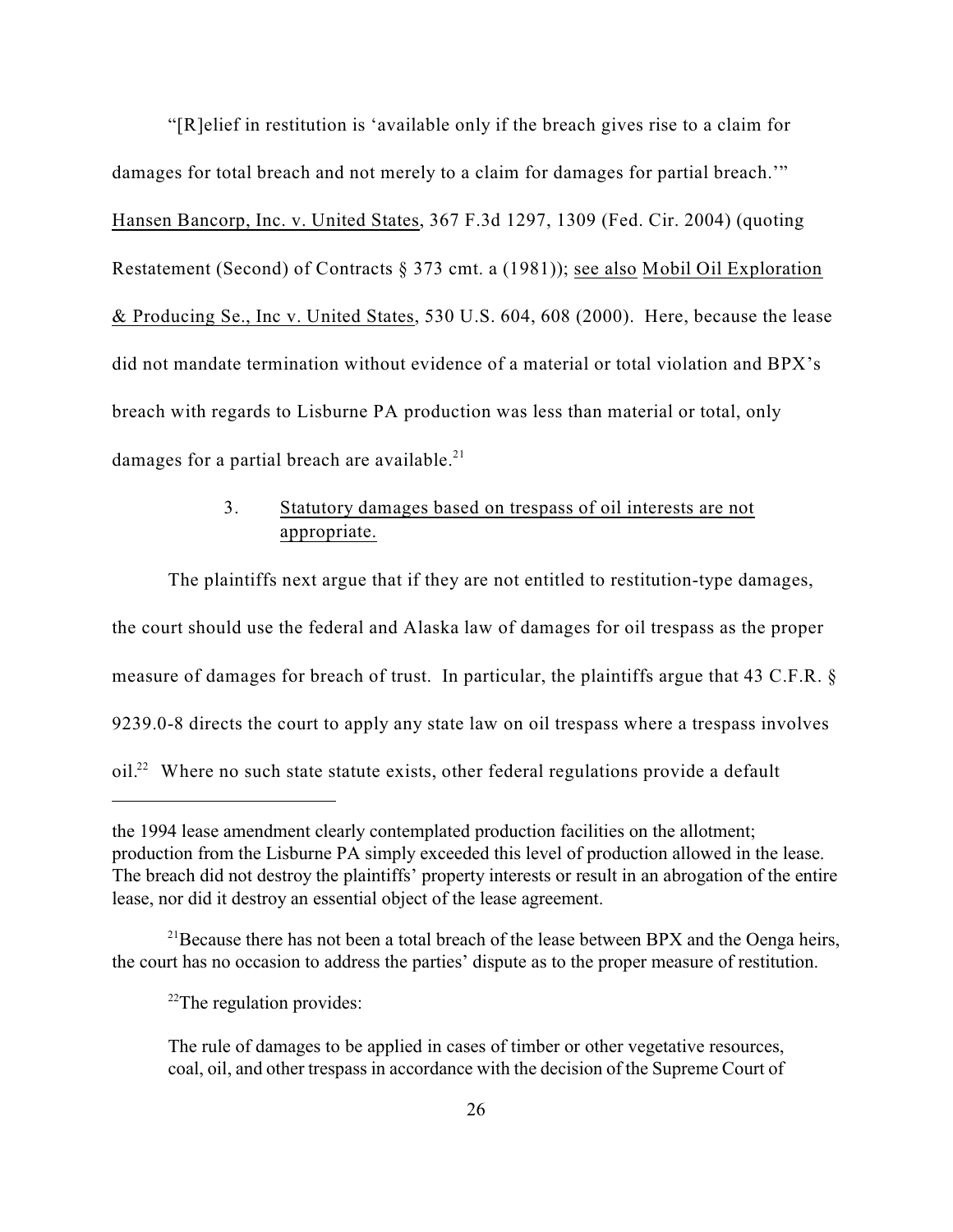"[R]elief in restitution is 'available only if the breach gives rise to a claim for damages for total breach and not merely to a claim for damages for partial breach.'" Hansen Bancorp, Inc. v. United States, 367 F.3d 1297, 1309 (Fed. Cir. 2004) (quoting Restatement (Second) of Contracts § 373 cmt. a (1981)); see also Mobil Oil Exploration & Producing Se., Inc v. United States, 530 U.S. 604, 608 (2000). Here, because the lease did not mandate termination without evidence of a material or total violation and BPX's breach with regards to Lisburne PA production was less than material or total, only damages for a partial breach are available.[21]

### 3. Statutory damages based on trespass of oil interests are not appropriate.

The plaintiffs next argue that if they are not entitled to restitution-type damages, the court should use the federal and Alaska law of damages for oil trespass as the proper measure of damages for breach of trust. In particular, the plaintiffs argue that 43 C.F.R. § 9239.0-8 directs the court to apply any state law on oil trespass where a trespass involves oil.[22] Where no such state statute exists, other federal regulations provide a default

---

the 1994 lease amendment clearly contemplated production facilities on the allotment; production from the Lisburne PA simply exceeded this level of production allowed in the lease. The breach did not destroy the plaintiffs' property interests or result in an abrogation of the entire lease, nor did it destroy an essential object of the lease agreement.

[21] Because there has not been a total breach of the lease between BPX and the Oenga heirs, the court has no occasion to address the parties' dispute as to the proper measure of restitution.

[22] The regulation provides:

> The rule of damages to be applied in cases of timber or other vegetative resources, coal, oil, and other trespass in accordance with the decision of the Supreme Court of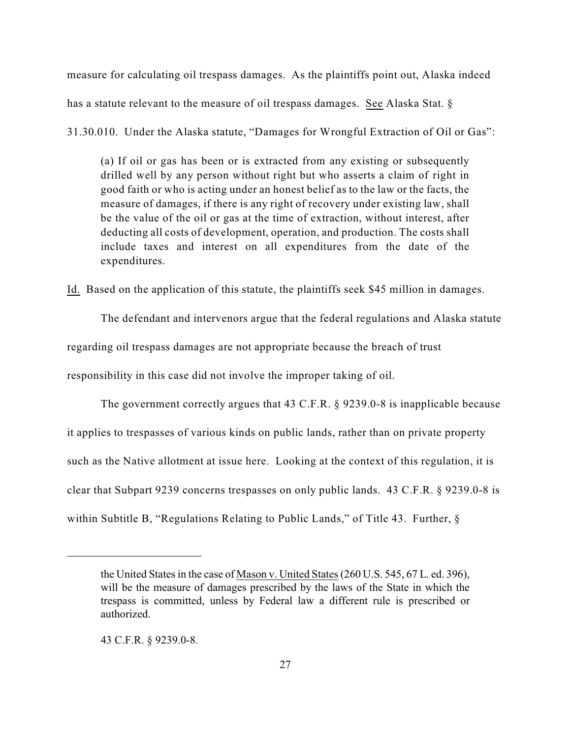measure for calculating oil trespass damages. As the plaintiffs point out, Alaska indeed has a statute relevant to the measure of oil trespass damages. See Alaska Stat. § 31.30.010. Under the Alaska statute, "Damages for Wrongful Extraction of Oil or Gas":

> (a) If oil or gas has been or is extracted from any existing or subsequently drilled well by any person without right but who asserts a claim of right in good faith or who is acting under an honest belief as to the law or the facts, the measure of damages, if there is any right of recovery under existing law, shall be the value of the oil or gas at the time of extraction, without interest, after deducting all costs of development, operation, and production. The costs shall include taxes and interest on all expenditures from the date of the expenditures.

Id. Based on the application of this statute, the plaintiffs seek $45 million in damages.

The defendant and intervenors argue that the federal regulations and Alaska statute regarding oil trespass damages are not appropriate because the breach of trust responsibility in this case did not involve the improper taking of oil.

The government correctly argues that 43 C.F.R. § 9239.0-8 is inapplicable because it applies to trespasses of various kinds on public lands, rather than on private property such as the Native allotment at issue here. Looking at the context of this regulation, it is clear that Subpart 9239 concerns trespasses on only public lands. 43 C.F.R. § 9239.0-8 is within Subtitle B, "Regulations Relating to Public Lands," of Title 43. Further, §

---

> the United States in the case of Mason v. United States (260 U.S. 545, 67 L. ed. 396), will be the measure of damages prescribed by the laws of the State in which the trespass is committed, unless by Federal law a different rule is prescribed or authorized.
>
> 43 C.F.R. § 9239.0-8.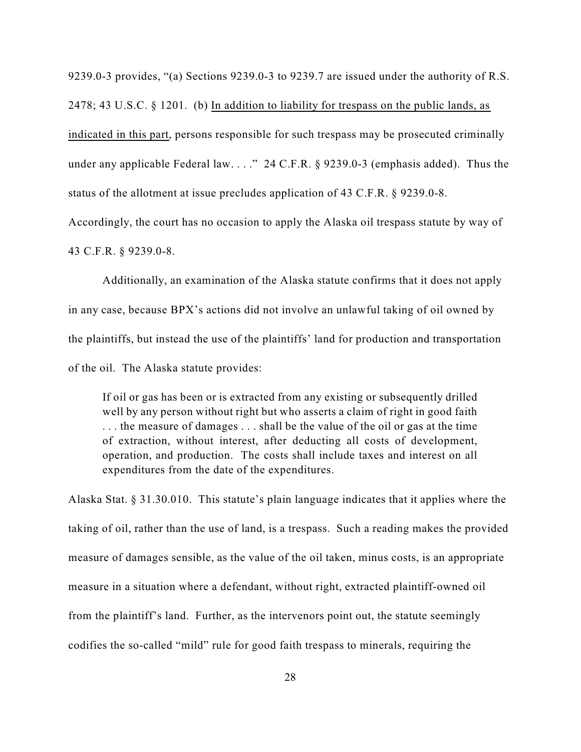9239.0-3 provides, "(a) Sections 9239.0-3 to 9239.7 are issued under the authority of R.S. 2478; 43 U.S.C. § 1201. (b) <u>In addition to liability for trespass on the public lands, as indicated in this part</u>, persons responsible for such trespass may be prosecuted criminally under any applicable Federal law. . . ." 24 C.F.R. § 9239.0-3 (emphasis added). Thus the status of the allotment at issue precludes application of 43 C.F.R. § 9239.0-8. Accordingly, the court has no occasion to apply the Alaska oil trespass statute by way of 43 C.F.R. § 9239.0-8.

Additionally, an examination of the Alaska statute confirms that it does not apply in any case, because BPX's actions did not involve an unlawful taking of oil owned by the plaintiffs, but instead the use of the plaintiffs' land for production and transportation of the oil. The Alaska statute provides:

> If oil or gas has been or is extracted from any existing or subsequently drilled well by any person without right but who asserts a claim of right in good faith . . . the measure of damages . . . shall be the value of the oil or gas at the time of extraction, without interest, after deducting all costs of development, operation, and production. The costs shall include taxes and interest on all expenditures from the date of the expenditures.

Alaska Stat. § 31.30.010. This statute's plain language indicates that it applies where the taking of oil, rather than the use of land, is a trespass. Such a reading makes the provided measure of damages sensible, as the value of the oil taken, minus costs, is an appropriate measure in a situation where a defendant, without right, extracted plaintiff-owned oil from the plaintiff's land. Further, as the intervenors point out, the statute seemingly codifies the so-called "mild" rule for good faith trespass to minerals, requiring the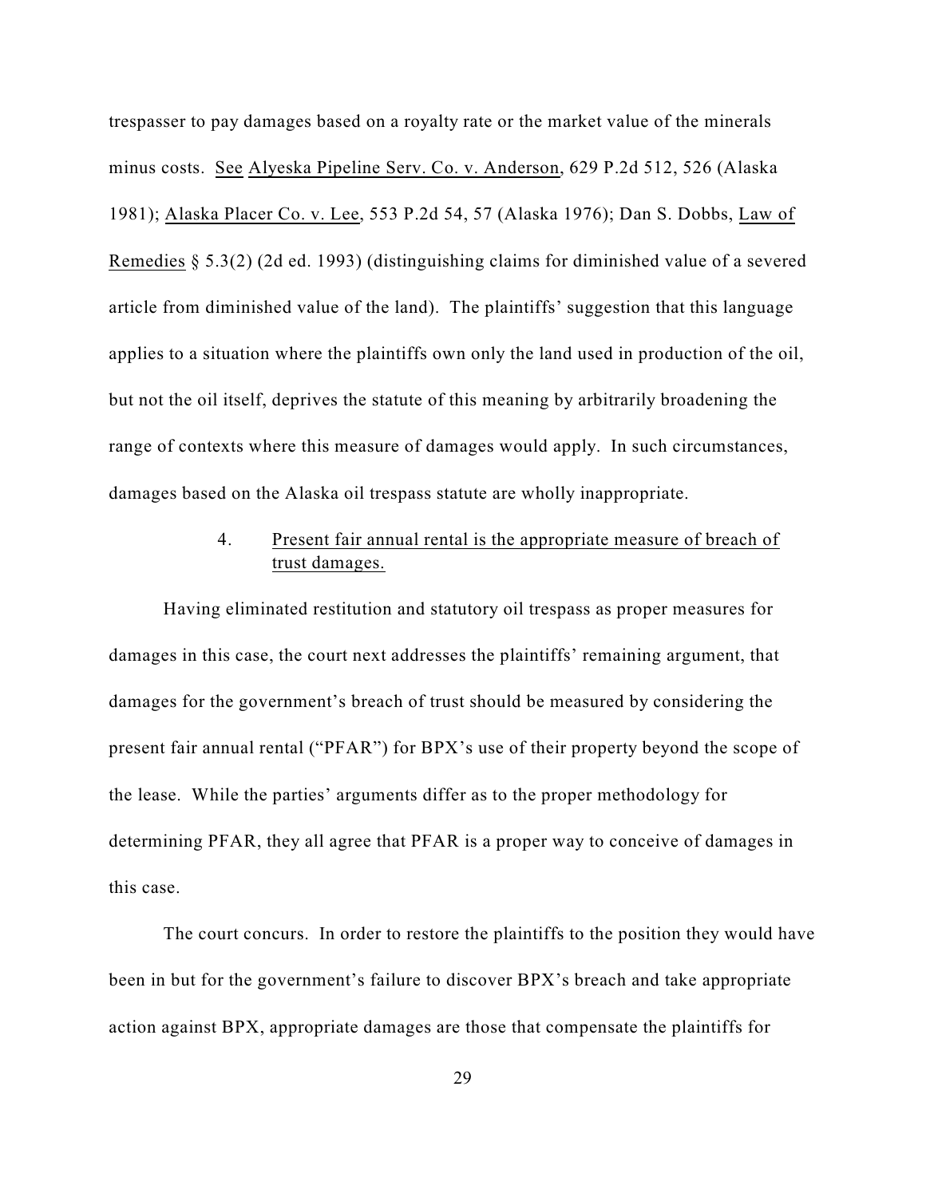trespasser to pay damages based on a royalty rate or the market value of the minerals minus costs. See Alyeska Pipeline Serv. Co. v. Anderson, 629 P.2d 512, 526 (Alaska 1981); Alaska Placer Co. v. Lee, 553 P.2d 54, 57 (Alaska 1976); Dan S. Dobbs, Law of Remedies § 5.3(2) (2d ed. 1993) (distinguishing claims for diminished value of a severed article from diminished value of the land). The plaintiffs' suggestion that this language applies to a situation where the plaintiffs own only the land used in production of the oil, but not the oil itself, deprives the statute of this meaning by arbitrarily broadening the range of contexts where this measure of damages would apply. In such circumstances, damages based on the Alaska oil trespass statute are wholly inappropriate.

#### 4. Present fair annual rental is the appropriate measure of breach of trust damages.

Having eliminated restitution and statutory oil trespass as proper measures for damages in this case, the court next addresses the plaintiffs' remaining argument, that damages for the government's breach of trust should be measured by considering the present fair annual rental ("PFAR") for BPX's use of their property beyond the scope of the lease. While the parties' arguments differ as to the proper methodology for determining PFAR, they all agree that PFAR is a proper way to conceive of damages in this case.

The court concurs. In order to restore the plaintiffs to the position they would have been in but for the government's failure to discover BPX's breach and take appropriate action against BPX, appropriate damages are those that compensate the plaintiffs for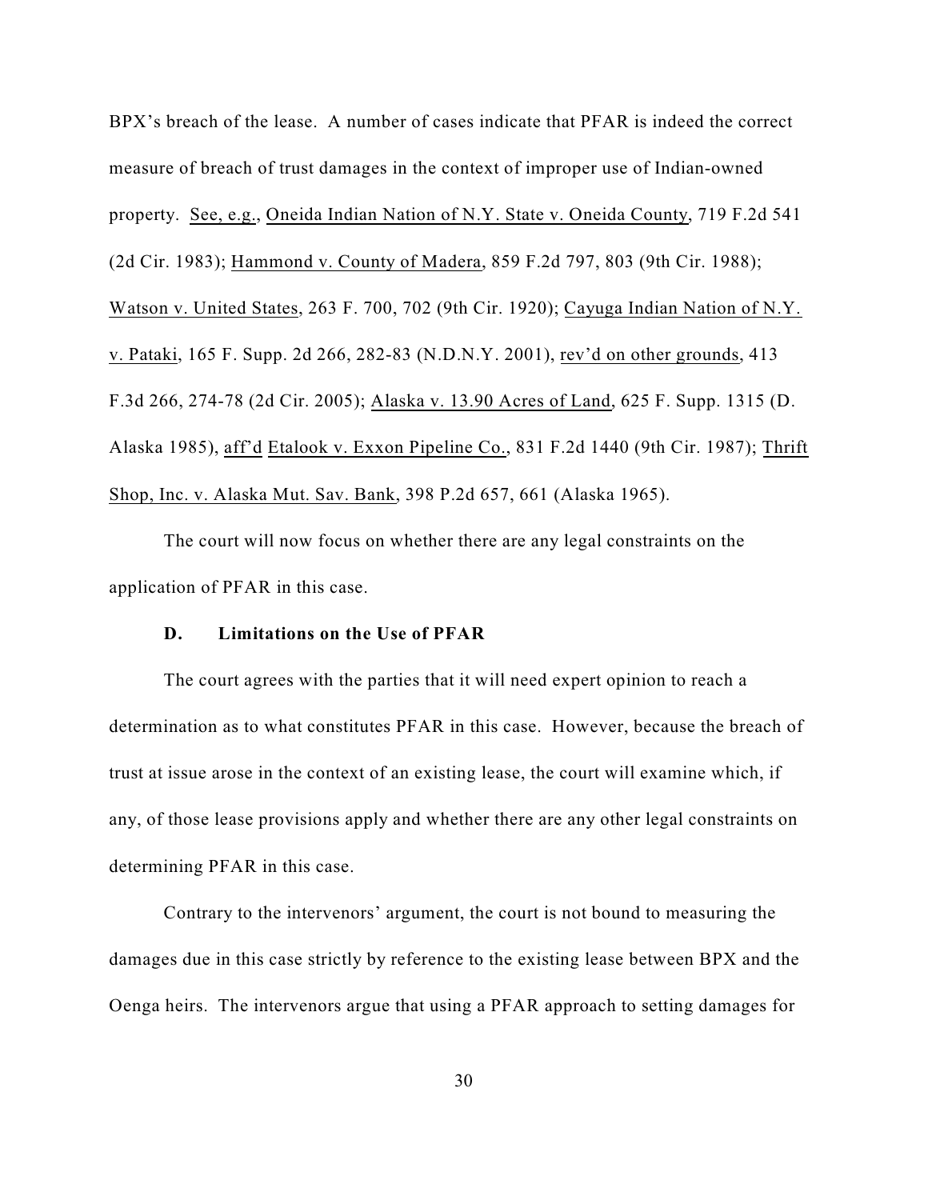BPX's breach of the lease. A number of cases indicate that PFAR is indeed the correct measure of breach of trust damages in the context of improper use of Indian-owned property. See, e.g., Oneida Indian Nation of N.Y. State v. Oneida County, 719 F.2d 541 (2d Cir. 1983); Hammond v. County of Madera, 859 F.2d 797, 803 (9th Cir. 1988); Watson v. United States, 263 F. 700, 702 (9th Cir. 1920); Cayuga Indian Nation of N.Y. v. Pataki, 165 F. Supp. 2d 266, 282-83 (N.D.N.Y. 2001), rev'd on other grounds, 413 F.3d 266, 274-78 (2d Cir. 2005); Alaska v. 13.90 Acres of Land, 625 F. Supp. 1315 (D. Alaska 1985), aff'd Etalook v. Exxon Pipeline Co., 831 F.2d 1440 (9th Cir. 1987); Thrift Shop, Inc. v. Alaska Mut. Sav. Bank, 398 P.2d 657, 661 (Alaska 1965).

The court will now focus on whether there are any legal constraints on the application of PFAR in this case.

### D. Limitations on the Use of PFAR

The court agrees with the parties that it will need expert opinion to reach a determination as to what constitutes PFAR in this case. However, because the breach of trust at issue arose in the context of an existing lease, the court will examine which, if any, of those lease provisions apply and whether there are any other legal constraints on determining PFAR in this case.

Contrary to the intervenors' argument, the court is not bound to measuring the damages due in this case strictly by reference to the existing lease between BPX and the Oenga heirs. The intervenors argue that using a PFAR approach to setting damages for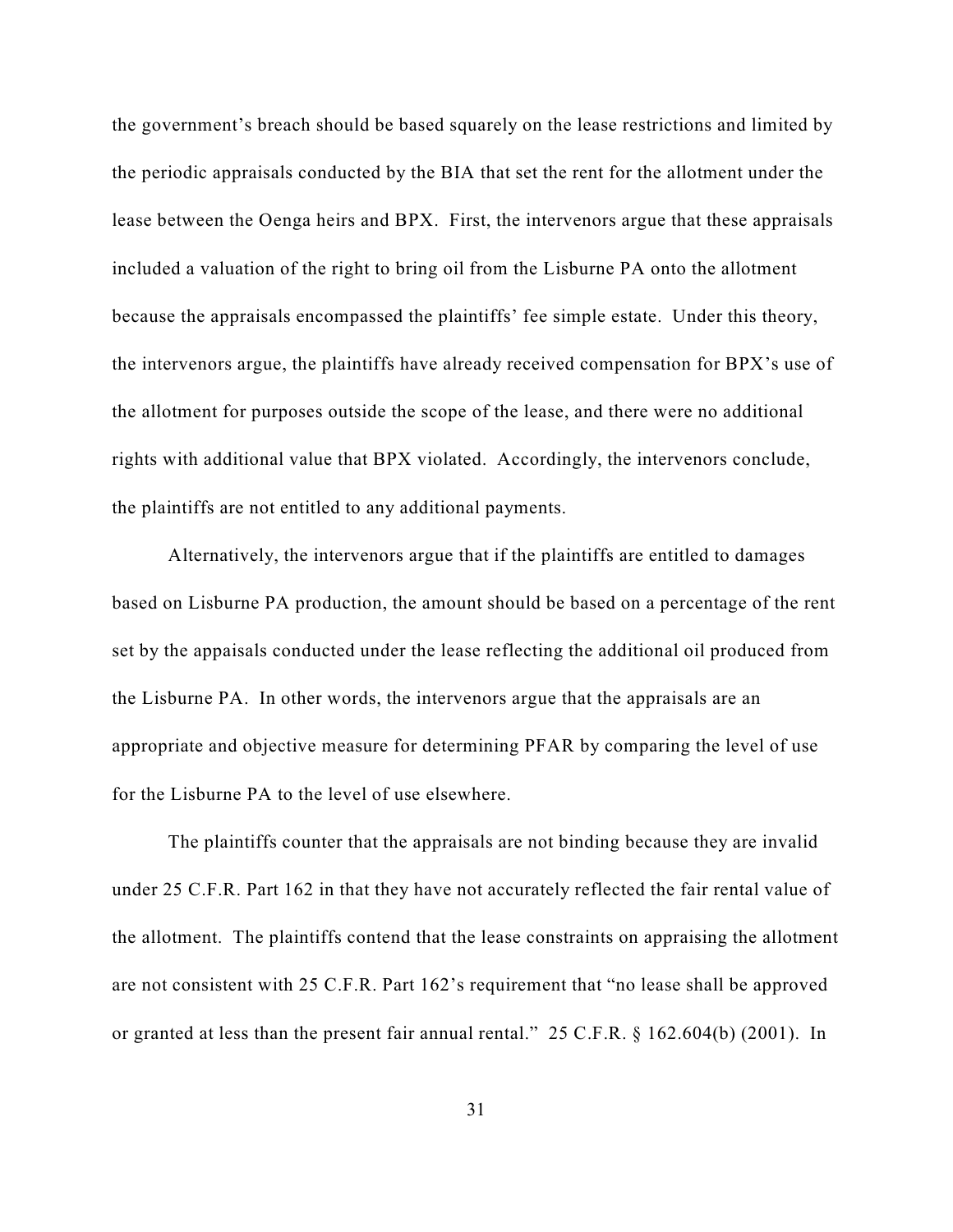the government's breach should be based squarely on the lease restrictions and limited by the periodic appraisals conducted by the BIA that set the rent for the allotment under the lease between the Oenga heirs and BPX. First, the intervenors argue that these appraisals included a valuation of the right to bring oil from the Lisburne PA onto the allotment because the appraisals encompassed the plaintiffs' fee simple estate. Under this theory, the intervenors argue, the plaintiffs have already received compensation for BPX's use of the allotment for purposes outside the scope of the lease, and there were no additional rights with additional value that BPX violated. Accordingly, the intervenors conclude, the plaintiffs are not entitled to any additional payments.

Alternatively, the intervenors argue that if the plaintiffs are entitled to damages based on Lisburne PA production, the amount should be based on a percentage of the rent set by the appaisals conducted under the lease reflecting the additional oil produced from the Lisburne PA. In other words, the intervenors argue that the appraisals are an appropriate and objective measure for determining PFAR by comparing the level of use for the Lisburne PA to the level of use elsewhere.

The plaintiffs counter that the appraisals are not binding because they are invalid under 25 C.F.R. Part 162 in that they have not accurately reflected the fair rental value of the allotment. The plaintiffs contend that the lease constraints on appraising the allotment are not consistent with 25 C.F.R. Part 162's requirement that "no lease shall be approved or granted at less than the present fair annual rental." 25 C.F.R. § 162.604(b) (2001). In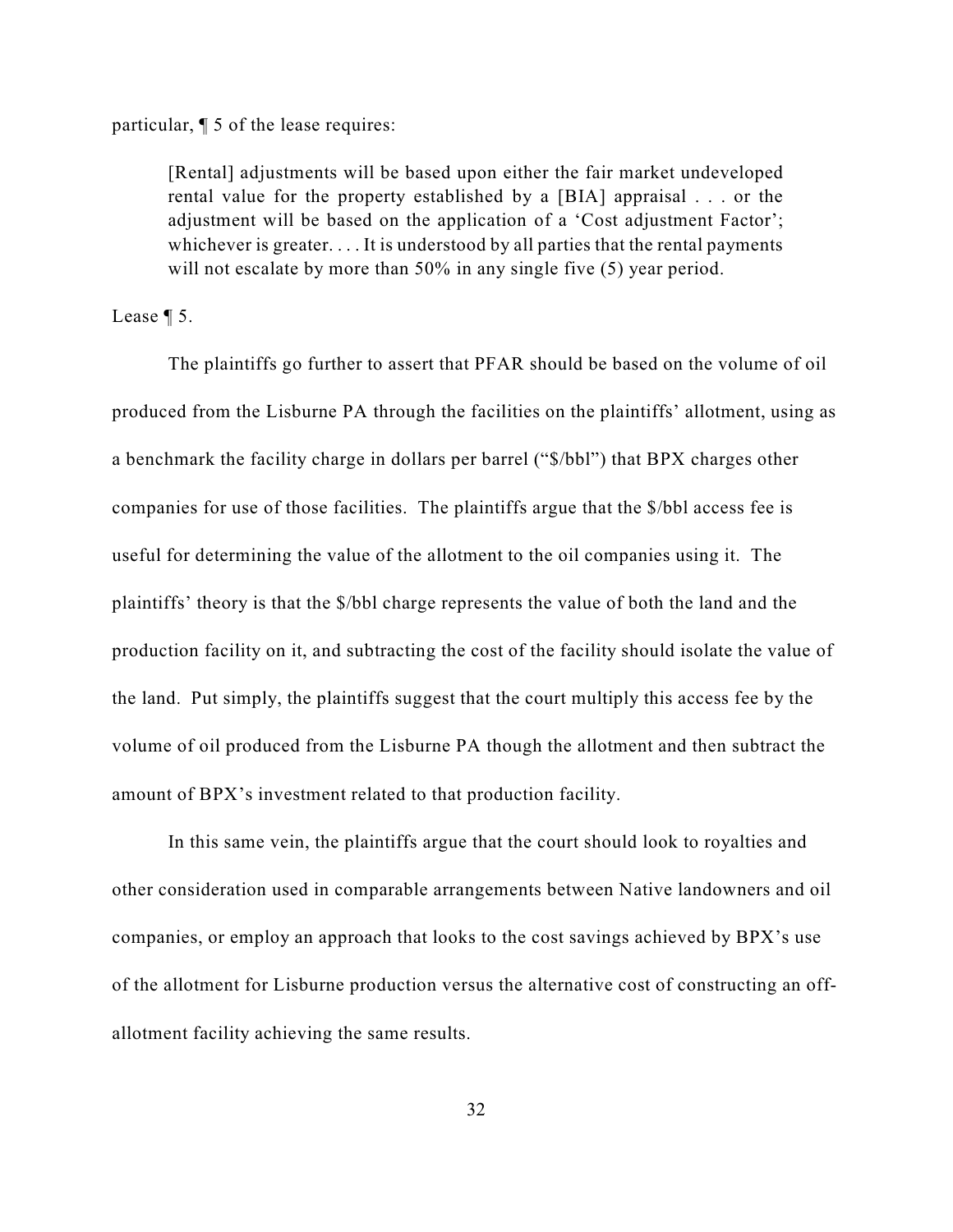particular, ¶ 5 of the lease requires:

> [Rental] adjustments will be based upon either the fair market undeveloped rental value for the property established by a [BIA] appraisal . . . or the adjustment will be based on the application of a 'Cost adjustment Factor'; whichever is greater. . . . It is understood by all parties that the rental payments will not escalate by more than 50% in any single five (5) year period.

Lease ¶ 5.

The plaintiffs go further to assert that PFAR should be based on the volume of oil produced from the Lisburne PA through the facilities on the plaintiffs' allotment, using as a benchmark the facility charge in dollars per barrel ("$/bbl") that BPX charges other companies for use of those facilities. The plaintiffs argue that the $/bbl access fee is useful for determining the value of the allotment to the oil companies using it. The plaintiffs' theory is that the $/bbl charge represents the value of both the land and the production facility on it, and subtracting the cost of the facility should isolate the value of the land. Put simply, the plaintiffs suggest that the court multiply this access fee by the volume of oil produced from the Lisburne PA though the allotment and then subtract the amount of BPX's investment related to that production facility.

In this same vein, the plaintiffs argue that the court should look to royalties and other consideration used in comparable arrangements between Native landowners and oil companies, or employ an approach that looks to the cost savings achieved by BPX's use of the allotment for Lisburne production versus the alternative cost of constructing an off-allotment facility achieving the same results.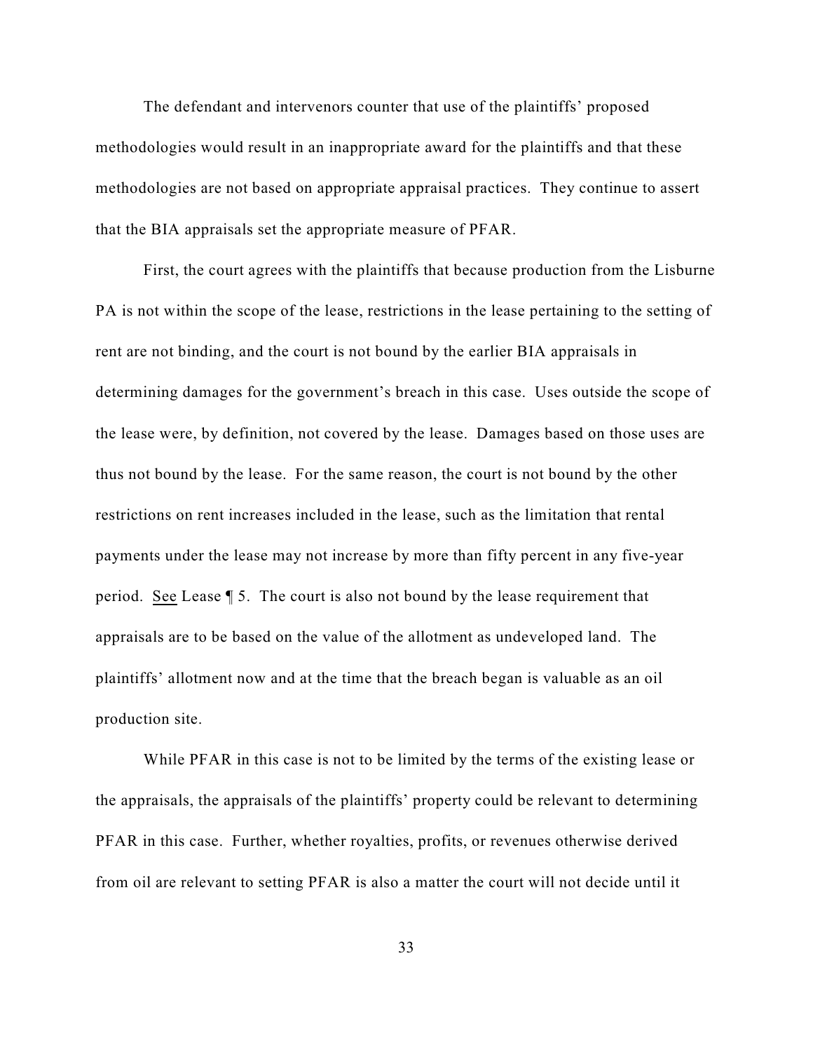The defendant and intervenors counter that use of the plaintiffs' proposed methodologies would result in an inappropriate award for the plaintiffs and that these methodologies are not based on appropriate appraisal practices. They continue to assert that the BIA appraisals set the appropriate measure of PFAR.

First, the court agrees with the plaintiffs that because production from the Lisburne PA is not within the scope of the lease, restrictions in the lease pertaining to the setting of rent are not binding, and the court is not bound by the earlier BIA appraisals in determining damages for the government's breach in this case. Uses outside the scope of the lease were, by definition, not covered by the lease. Damages based on those uses are thus not bound by the lease. For the same reason, the court is not bound by the other restrictions on rent increases included in the lease, such as the limitation that rental payments under the lease may not increase by more than fifty percent in any five-year period. See Lease ¶ 5. The court is also not bound by the lease requirement that appraisals are to be based on the value of the allotment as undeveloped land. The plaintiffs' allotment now and at the time that the breach began is valuable as an oil production site.

While PFAR in this case is not to be limited by the terms of the existing lease or the appraisals, the appraisals of the plaintiffs' property could be relevant to determining PFAR in this case. Further, whether royalties, profits, or revenues otherwise derived from oil are relevant to setting PFAR is also a matter the court will not decide until it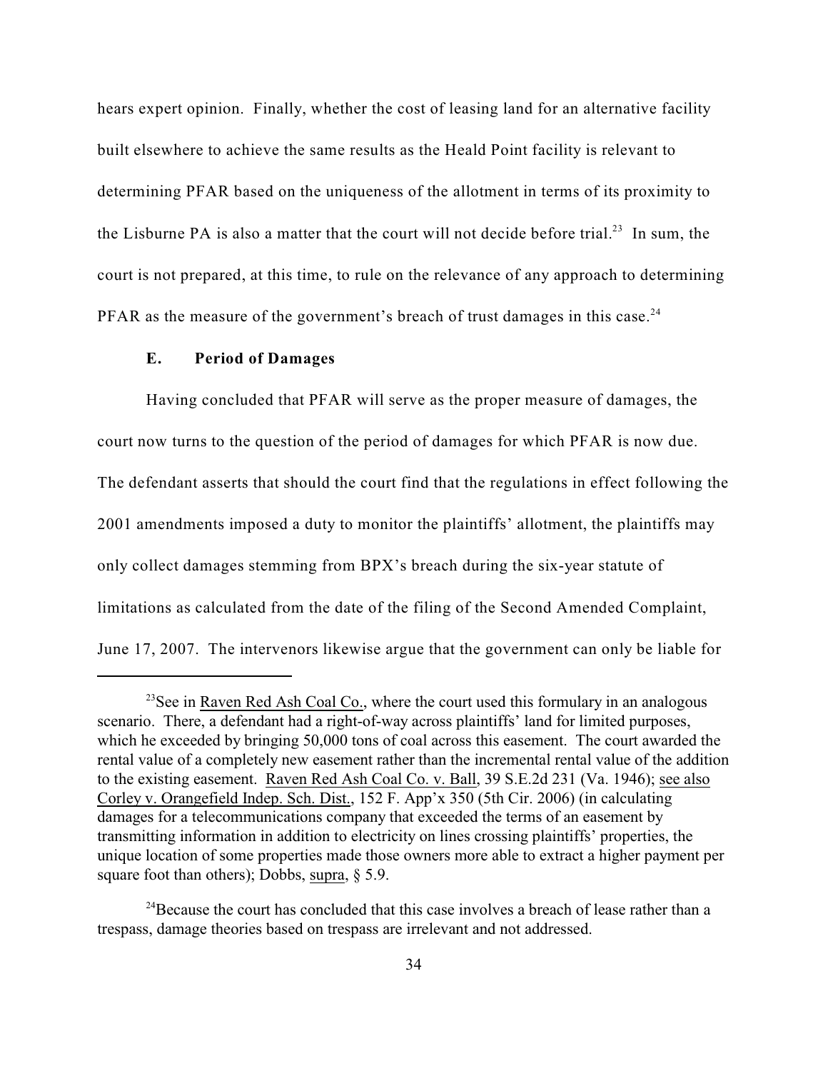hears expert opinion. Finally, whether the cost of leasing land for an alternative facility built elsewhere to achieve the same results as the Heald Point facility is relevant to determining PFAR based on the uniqueness of the allotment in terms of its proximity to the Lisburne PA is also a matter that the court will not decide before trial.[23] In sum, the court is not prepared, at this time, to rule on the relevance of any approach to determining PFAR as the measure of the government's breach of trust damages in this case.[24]

### E. Period of Damages

Having concluded that PFAR will serve as the proper measure of damages, the court now turns to the question of the period of damages for which PFAR is now due. The defendant asserts that should the court find that the regulations in effect following the 2001 amendments imposed a duty to monitor the plaintiffs' allotment, the plaintiffs may only collect damages stemming from BPX's breach during the six-year statute of limitations as calculated from the date of the filing of the Second Amended Complaint, June 17, 2007. The intervenors likewise argue that the government can only be liable for

---

[23] See in Raven Red Ash Coal Co., where the court used this formulary in an analogous scenario. There, a defendant had a right-of-way across plaintiffs' land for limited purposes, which he exceeded by bringing 50,000 tons of coal across this easement. The court awarded the rental value of a completely new easement rather than the incremental rental value of the addition to the existing easement. Raven Red Ash Coal Co. v. Ball, 39 S.E.2d 231 (Va. 1946); see also Corley v. Orangefield Indep. Sch. Dist., 152 F. App'x 350 (5th Cir. 2006) (in calculating damages for a telecommunications company that exceeded the terms of an easement by transmitting information in addition to electricity on lines crossing plaintiffs' properties, the unique location of some properties made those owners more able to extract a higher payment per square foot than others); Dobbs, supra, § 5.9.

[24] Because the court has concluded that this case involves a breach of lease rather than a trespass, damage theories based on trespass are irrelevant and not addressed.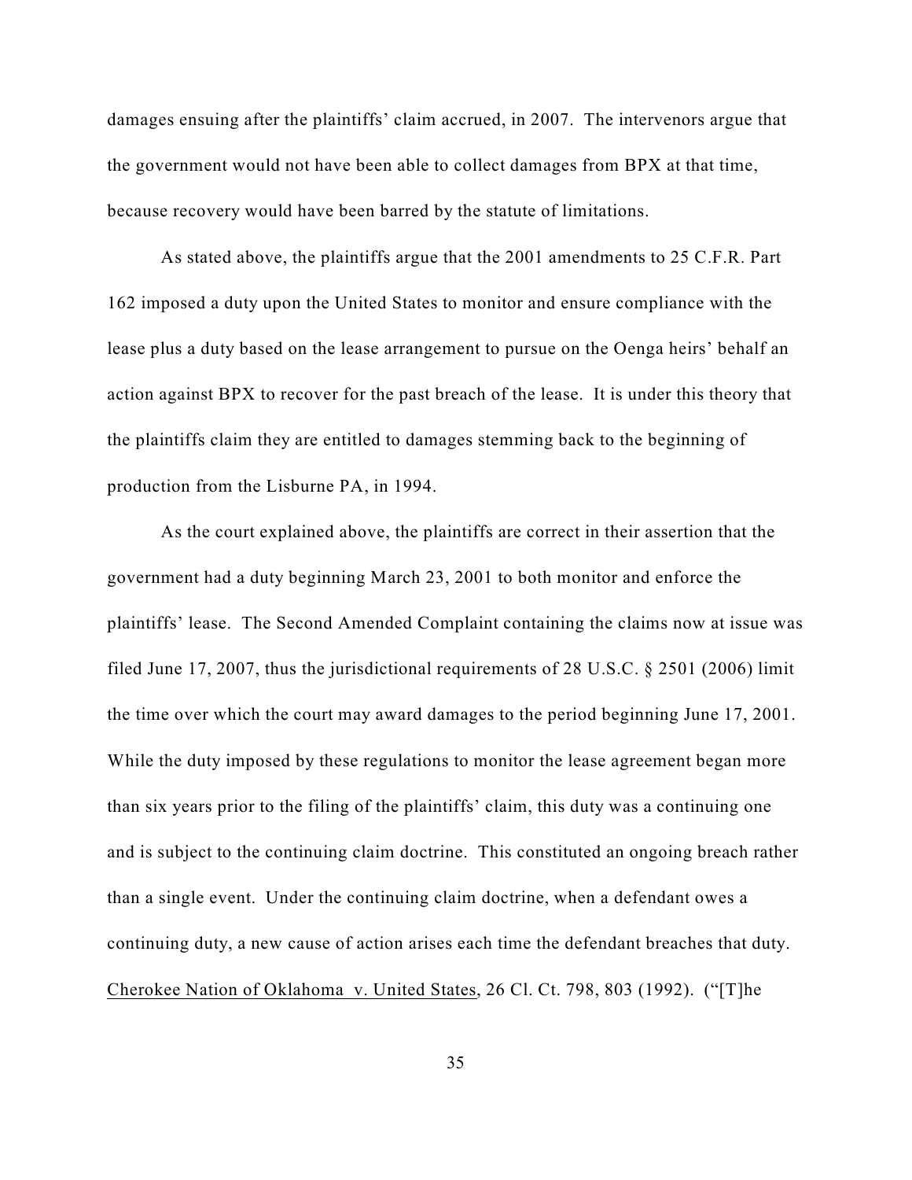damages ensuing after the plaintiffs' claim accrued, in 2007. The intervenors argue that the government would not have been able to collect damages from BPX at that time, because recovery would have been barred by the statute of limitations.

As stated above, the plaintiffs argue that the 2001 amendments to 25 C.F.R. Part 162 imposed a duty upon the United States to monitor and ensure compliance with the lease plus a duty based on the lease arrangement to pursue on the Oenga heirs' behalf an action against BPX to recover for the past breach of the lease. It is under this theory that the plaintiffs claim they are entitled to damages stemming back to the beginning of production from the Lisburne PA, in 1994.

As the court explained above, the plaintiffs are correct in their assertion that the government had a duty beginning March 23, 2001 to both monitor and enforce the plaintiffs' lease. The Second Amended Complaint containing the claims now at issue was filed June 17, 2007, thus the jurisdictional requirements of 28 U.S.C. § 2501 (2006) limit the time over which the court may award damages to the period beginning June 17, 2001. While the duty imposed by these regulations to monitor the lease agreement began more than six years prior to the filing of the plaintiffs' claim, this duty was a continuing one and is subject to the continuing claim doctrine. This constituted an ongoing breach rather than a single event. Under the continuing claim doctrine, when a defendant owes a continuing duty, a new cause of action arises each time the defendant breaches that duty. Cherokee Nation of Oklahoma v. United States, 26 Cl. Ct. 798, 803 (1992). ("[T]he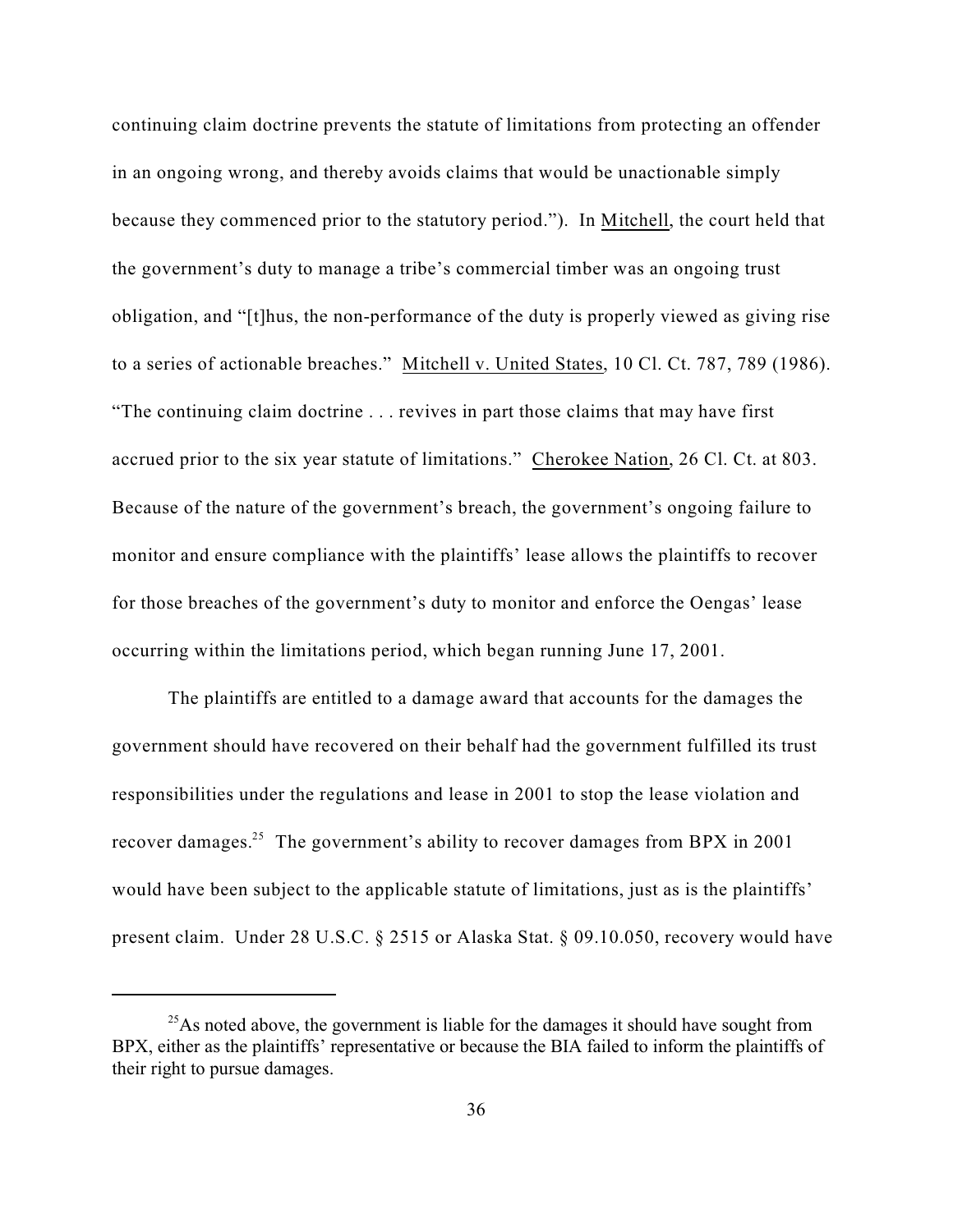continuing claim doctrine prevents the statute of limitations from protecting an offender in an ongoing wrong, and thereby avoids claims that would be unactionable simply because they commenced prior to the statutory period."). In Mitchell, the court held that the government's duty to manage a tribe's commercial timber was an ongoing trust obligation, and "[t]hus, the non-performance of the duty is properly viewed as giving rise to a series of actionable breaches." Mitchell v. United States, 10 Cl. Ct. 787, 789 (1986). "The continuing claim doctrine . . . revives in part those claims that may have first accrued prior to the six year statute of limitations." Cherokee Nation, 26 Cl. Ct. at 803. Because of the nature of the government's breach, the government's ongoing failure to monitor and ensure compliance with the plaintiffs' lease allows the plaintiffs to recover for those breaches of the government's duty to monitor and enforce the Oengas' lease occurring within the limitations period, which began running June 17, 2001.

The plaintiffs are entitled to a damage award that accounts for the damages the government should have recovered on their behalf had the government fulfilled its trust responsibilities under the regulations and lease in 2001 to stop the lease violation and recover damages.[25] The government's ability to recover damages from BPX in 2001 would have been subject to the applicable statute of limitations, just as is the plaintiffs' present claim. Under 28 U.S.C. § 2515 or Alaska Stat. § 09.10.050, recovery would have

[25] As noted above, the government is liable for the damages it should have sought from BPX, either as the plaintiffs' representative or because the BIA failed to inform the plaintiffs of their right to pursue damages.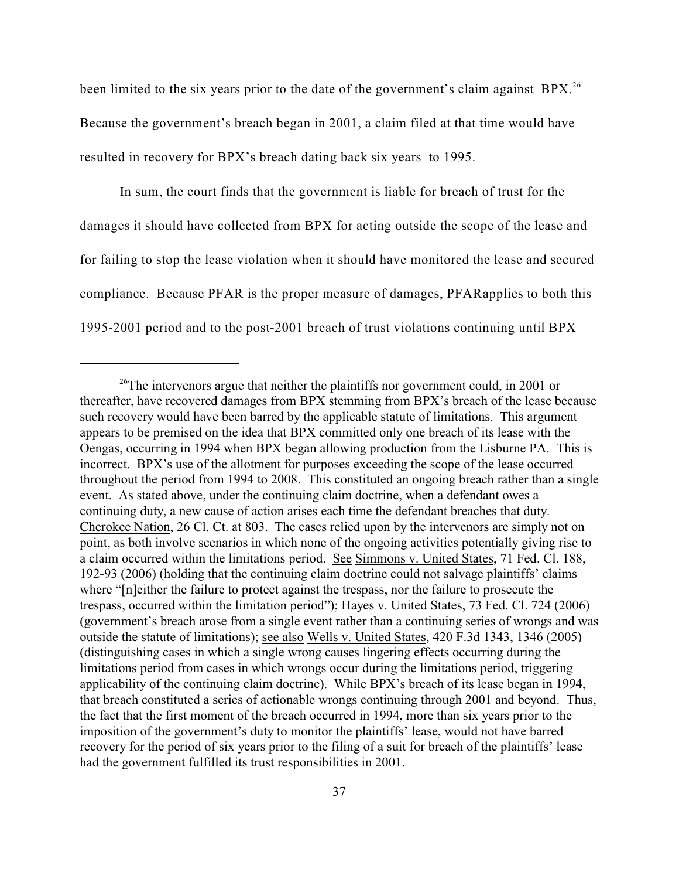been limited to the six years prior to the date of the government's claim against BPX.[26] Because the government's breach began in 2001, a claim filed at that time would have resulted in recovery for BPX's breach dating back six years–to 1995.

In sum, the court finds that the government is liable for breach of trust for the damages it should have collected from BPX for acting outside the scope of the lease and for failing to stop the lease violation when it should have monitored the lease and secured compliance. Because PFAR is the proper measure of damages, PFARapplies to both this 1995-2001 period and to the post-2001 breach of trust violations continuing until BPX

---

[26]The intervenors argue that neither the plaintiffs nor government could, in 2001 or thereafter, have recovered damages from BPX stemming from BPX's breach of the lease because such recovery would have been barred by the applicable statute of limitations. This argument appears to be premised on the idea that BPX committed only one breach of its lease with the Oengas, occurring in 1994 when BPX began allowing production from the Lisburne PA. This is incorrect. BPX's use of the allotment for purposes exceeding the scope of the lease occurred throughout the period from 1994 to 2008. This constituted an ongoing breach rather than a single event. As stated above, under the continuing claim doctrine, when a defendant owes a continuing duty, a new cause of action arises each time the defendant breaches that duty. Cherokee Nation, 26 Cl. Ct. at 803. The cases relied upon by the intervenors are simply not on point, as both involve scenarios in which none of the ongoing activities potentially giving rise to a claim occurred within the limitations period. See Simmons v. United States, 71 Fed. Cl. 188, 192-93 (2006) (holding that the continuing claim doctrine could not salvage plaintiffs' claims where "[n]either the failure to protect against the trespass, nor the failure to prosecute the trespass, occurred within the limitation period"); Hayes v. United States, 73 Fed. Cl. 724 (2006) (government's breach arose from a single event rather than a continuing series of wrongs and was outside the statute of limitations); see also Wells v. United States, 420 F.3d 1343, 1346 (2005) (distinguishing cases in which a single wrong causes lingering effects occurring during the limitations period from cases in which wrongs occur during the limitations period, triggering applicability of the continuing claim doctrine). While BPX's breach of its lease began in 1994, that breach constituted a series of actionable wrongs continuing through 2001 and beyond. Thus, the fact that the first moment of the breach occurred in 1994, more than six years prior to the imposition of the government's duty to monitor the plaintiffs' lease, would not have barred recovery for the period of six years prior to the filing of a suit for breach of the plaintiffs' lease had the government fulfilled its trust responsibilities in 2001.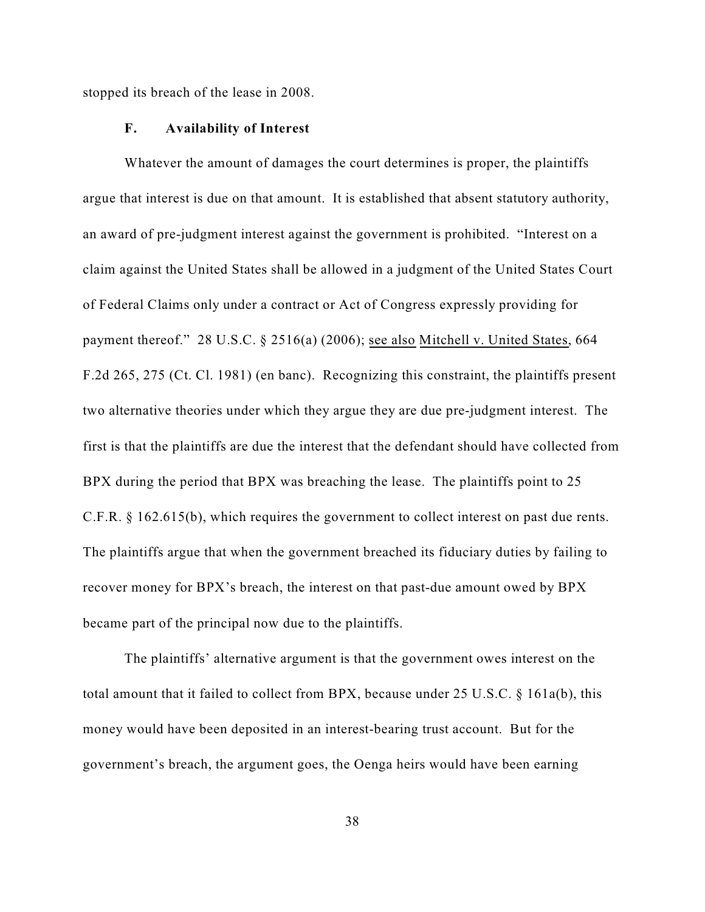stopped its breach of the lease in 2008.

### F. Availability of Interest

Whatever the amount of damages the court determines is proper, the plaintiffs argue that interest is due on that amount. It is established that absent statutory authority, an award of pre-judgment interest against the government is prohibited. "Interest on a claim against the United States shall be allowed in a judgment of the United States Court of Federal Claims only under a contract or Act of Congress expressly providing for payment thereof." 28 U.S.C. § 2516(a) (2006); see also Mitchell v. United States, 664 F.2d 265, 275 (Ct. Cl. 1981) (en banc). Recognizing this constraint, the plaintiffs present two alternative theories under which they argue they are due pre-judgment interest. The first is that the plaintiffs are due the interest that the defendant should have collected from BPX during the period that BPX was breaching the lease. The plaintiffs point to 25 C.F.R. § 162.615(b), which requires the government to collect interest on past due rents. The plaintiffs argue that when the government breached its fiduciary duties by failing to recover money for BPX's breach, the interest on that past-due amount owed by BPX became part of the principal now due to the plaintiffs.

The plaintiffs' alternative argument is that the government owes interest on the total amount that it failed to collect from BPX, because under 25 U.S.C. § 161a(b), this money would have been deposited in an interest-bearing trust account. But for the government's breach, the argument goes, the Oenga heirs would have been earning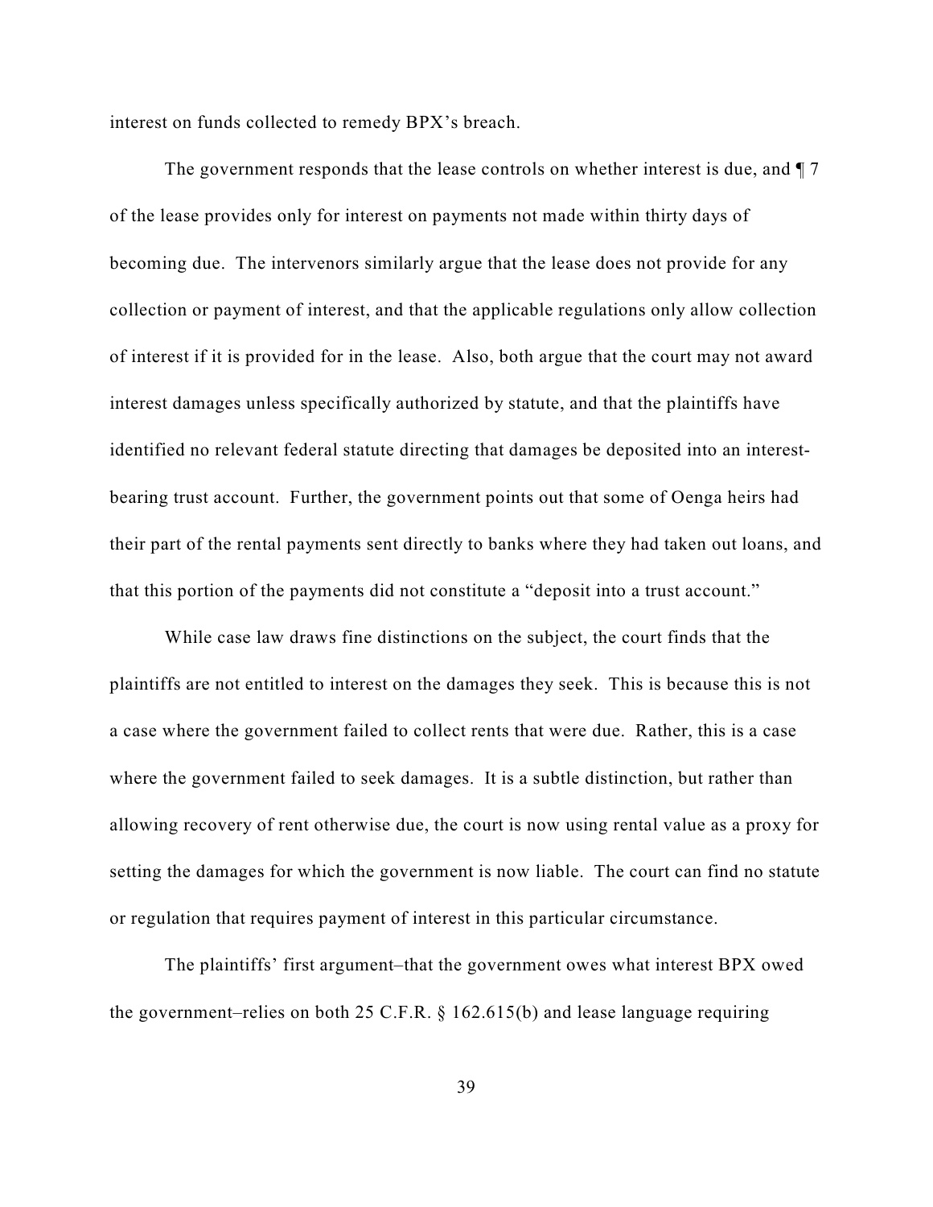interest on funds collected to remedy BPX's breach.

The government responds that the lease controls on whether interest is due, and ¶ 7 of the lease provides only for interest on payments not made within thirty days of becoming due. The intervenors similarly argue that the lease does not provide for any collection or payment of interest, and that the applicable regulations only allow collection of interest if it is provided for in the lease. Also, both argue that the court may not award interest damages unless specifically authorized by statute, and that the plaintiffs have identified no relevant federal statute directing that damages be deposited into an interest-bearing trust account. Further, the government points out that some of Oenga heirs had their part of the rental payments sent directly to banks where they had taken out loans, and that this portion of the payments did not constitute a "deposit into a trust account."

While case law draws fine distinctions on the subject, the court finds that the plaintiffs are not entitled to interest on the damages they seek. This is because this is not a case where the government failed to collect rents that were due. Rather, this is a case where the government failed to seek damages. It is a subtle distinction, but rather than allowing recovery of rent otherwise due, the court is now using rental value as a proxy for setting the damages for which the government is now liable. The court can find no statute or regulation that requires payment of interest in this particular circumstance.

The plaintiffs' first argument–that the government owes what interest BPX owed the government–relies on both 25 C.F.R. § 162.615(b) and lease language requiring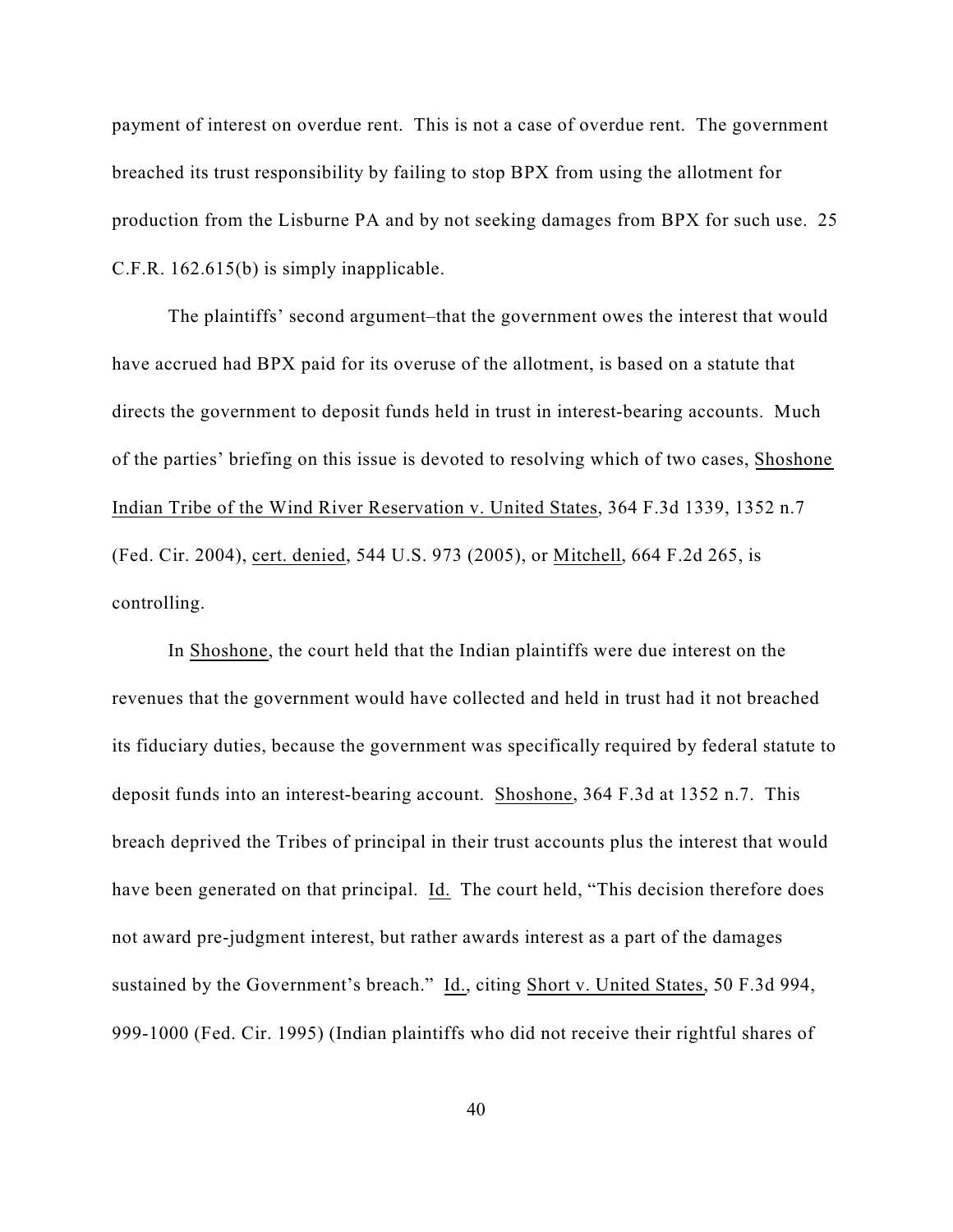payment of interest on overdue rent. This is not a case of overdue rent. The government breached its trust responsibility by failing to stop BPX from using the allotment for production from the Lisburne PA and by not seeking damages from BPX for such use. 25 C.F.R. 162.615(b) is simply inapplicable.

The plaintiffs' second argument–that the government owes the interest that would have accrued had BPX paid for its overuse of the allotment, is based on a statute that directs the government to deposit funds held in trust in interest-bearing accounts. Much of the parties' briefing on this issue is devoted to resolving which of two cases, Shoshone Indian Tribe of the Wind River Reservation v. United States, 364 F.3d 1339, 1352 n.7 (Fed. Cir. 2004), cert. denied, 544 U.S. 973 (2005), or Mitchell, 664 F.2d 265, is controlling.

In Shoshone, the court held that the Indian plaintiffs were due interest on the revenues that the government would have collected and held in trust had it not breached its fiduciary duties, because the government was specifically required by federal statute to deposit funds into an interest-bearing account. Shoshone, 364 F.3d at 1352 n.7. This breach deprived the Tribes of principal in their trust accounts plus the interest that would have been generated on that principal. Id. The court held, "This decision therefore does not award pre-judgment interest, but rather awards interest as a part of the damages sustained by the Government's breach." Id., citing Short v. United States, 50 F.3d 994, 999-1000 (Fed. Cir. 1995) (Indian plaintiffs who did not receive their rightful shares of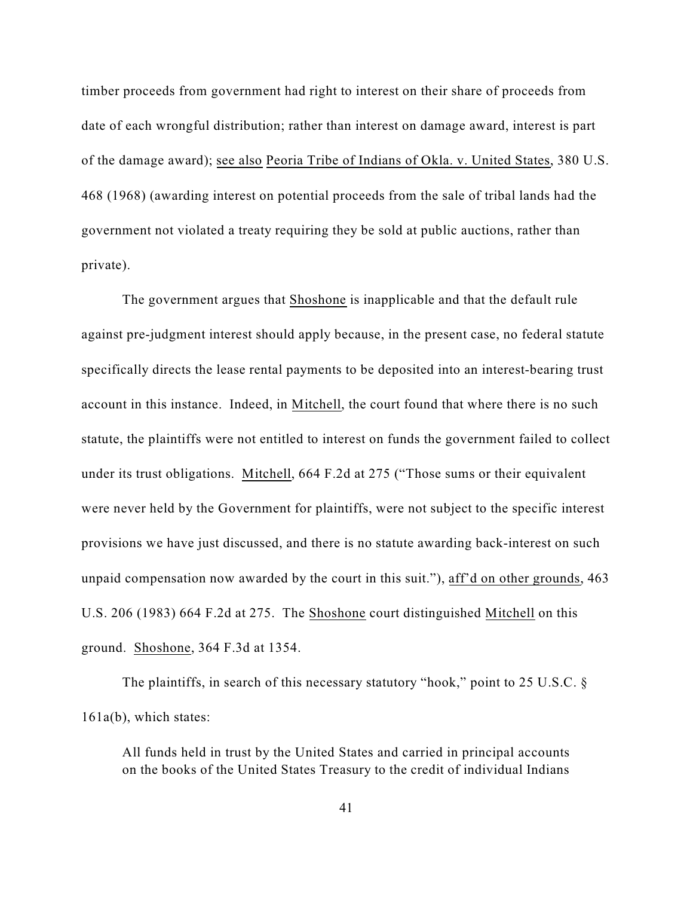timber proceeds from government had right to interest on their share of proceeds from date of each wrongful distribution; rather than interest on damage award, interest is part of the damage award); see also Peoria Tribe of Indians of Okla. v. United States, 380 U.S. 468 (1968) (awarding interest on potential proceeds from the sale of tribal lands had the government not violated a treaty requiring they be sold at public auctions, rather than private).

The government argues that Shoshone is inapplicable and that the default rule against pre-judgment interest should apply because, in the present case, no federal statute specifically directs the lease rental payments to be deposited into an interest-bearing trust account in this instance. Indeed, in Mitchell, the court found that where there is no such statute, the plaintiffs were not entitled to interest on funds the government failed to collect under its trust obligations. Mitchell, 664 F.2d at 275 ("Those sums or their equivalent were never held by the Government for plaintiffs, were not subject to the specific interest provisions we have just discussed, and there is no statute awarding back-interest on such unpaid compensation now awarded by the court in this suit."), aff'd on other grounds, 463 U.S. 206 (1983) 664 F.2d at 275. The Shoshone court distinguished Mitchell on this ground. Shoshone, 364 F.3d at 1354.

The plaintiffs, in search of this necessary statutory "hook," point to 25 U.S.C. § 161a(b), which states:

> All funds held in trust by the United States and carried in principal accounts on the books of the United States Treasury to the credit of individual Indians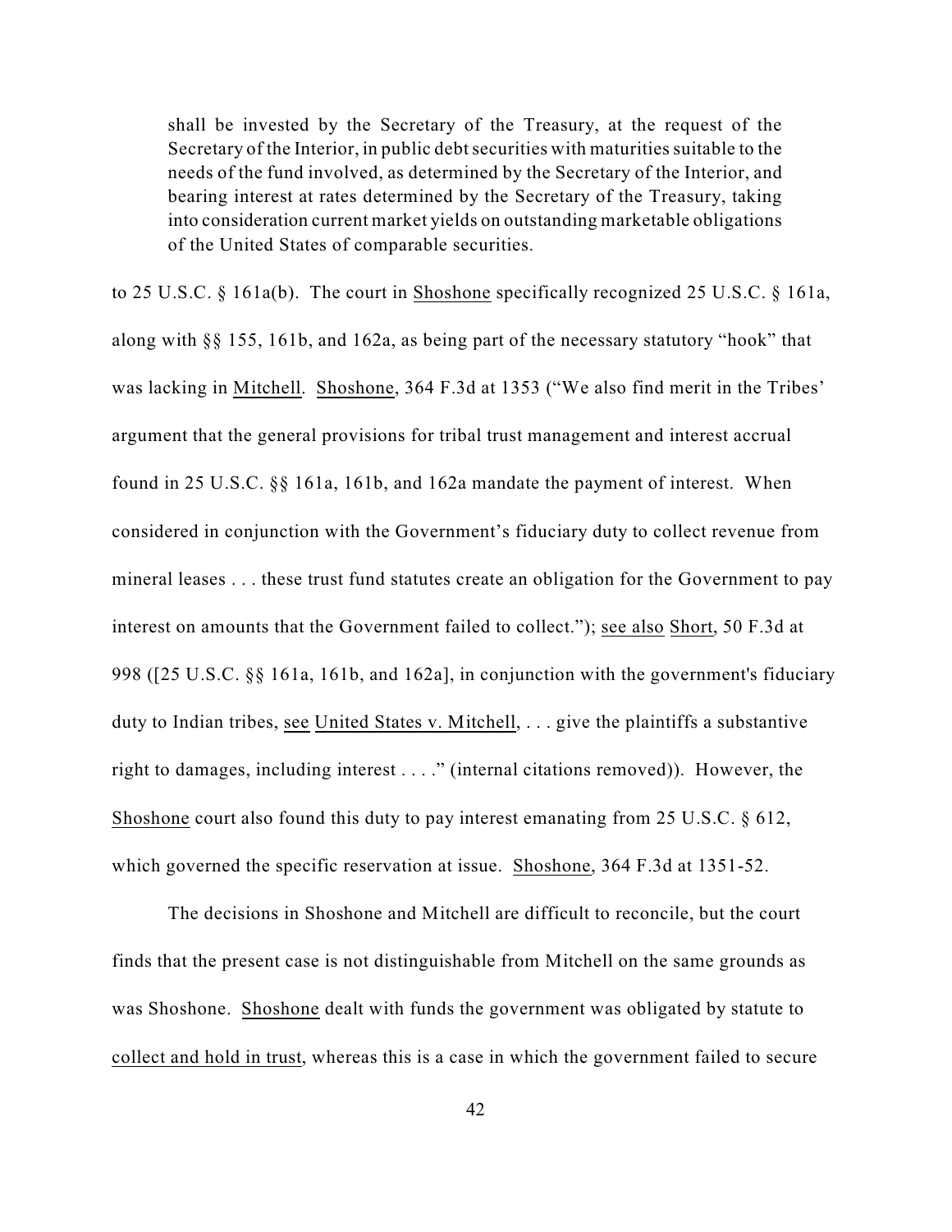> shall be invested by the Secretary of the Treasury, at the request of the Secretary of the Interior, in public debt securities with maturities suitable to the needs of the fund involved, as determined by the Secretary of the Interior, and bearing interest at rates determined by the Secretary of the Treasury, taking into consideration current market yields on outstanding marketable obligations of the United States of comparable securities.

to 25 U.S.C. § 161a(b). The court in Shoshone specifically recognized 25 U.S.C. § 161a, along with §§ 155, 161b, and 162a, as being part of the necessary statutory "hook" that was lacking in Mitchell. Shoshone, 364 F.3d at 1353 ("We also find merit in the Tribes' argument that the general provisions for tribal trust management and interest accrual found in 25 U.S.C. §§ 161a, 161b, and 162a mandate the payment of interest. When considered in conjunction with the Government's fiduciary duty to collect revenue from mineral leases . . . these trust fund statutes create an obligation for the Government to pay interest on amounts that the Government failed to collect."); see also Short, 50 F.3d at 998 ([25 U.S.C. §§ 161a, 161b, and 162a], in conjunction with the government's fiduciary duty to Indian tribes, see United States v. Mitchell, . . . give the plaintiffs a substantive right to damages, including interest . . . ." (internal citations removed)). However, the Shoshone court also found this duty to pay interest emanating from 25 U.S.C. § 612, which governed the specific reservation at issue. Shoshone, 364 F.3d at 1351-52.

The decisions in Shoshone and Mitchell are difficult to reconcile, but the court finds that the present case is not distinguishable from Mitchell on the same grounds as was Shoshone. Shoshone dealt with funds the government was obligated by statute to collect and hold in trust, whereas this is a case in which the government failed to secure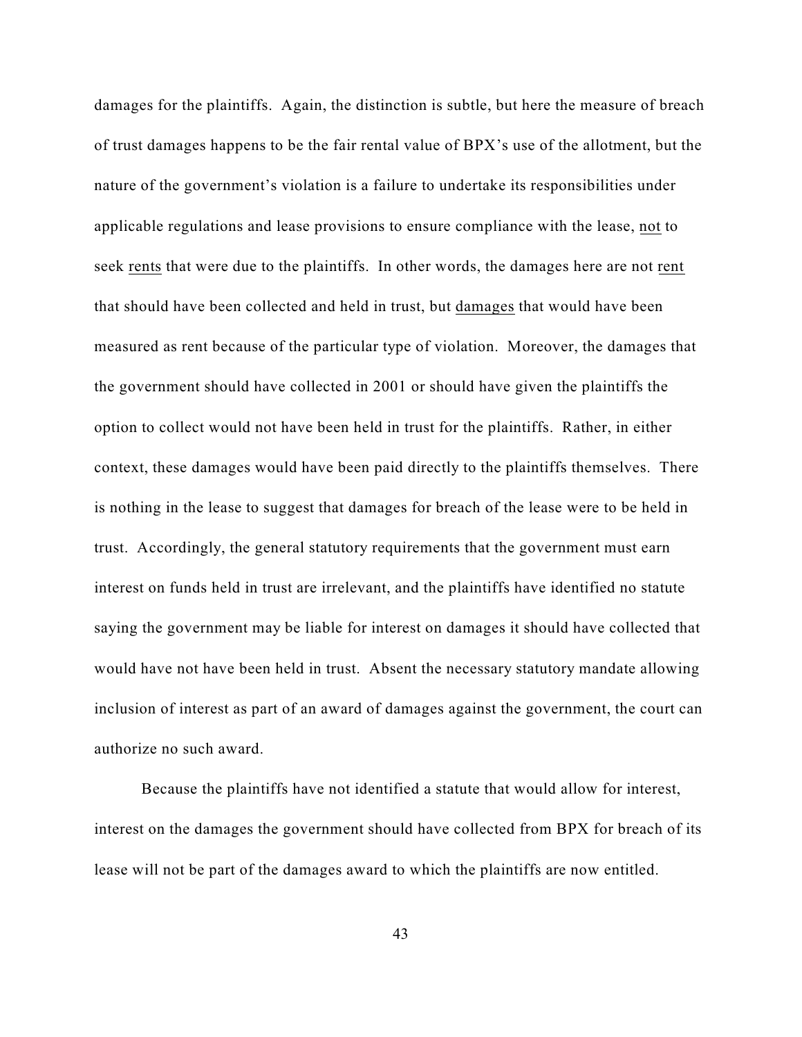damages for the plaintiffs. Again, the distinction is subtle, but here the measure of breach of trust damages happens to be the fair rental value of BPX's use of the allotment, but the nature of the government's violation is a failure to undertake its responsibilities under applicable regulations and lease provisions to ensure compliance with the lease, not to seek rents that were due to the plaintiffs. In other words, the damages here are not rent that should have been collected and held in trust, but damages that would have been measured as rent because of the particular type of violation. Moreover, the damages that the government should have collected in 2001 or should have given the plaintiffs the option to collect would not have been held in trust for the plaintiffs. Rather, in either context, these damages would have been paid directly to the plaintiffs themselves. There is nothing in the lease to suggest that damages for breach of the lease were to be held in trust. Accordingly, the general statutory requirements that the government must earn interest on funds held in trust are irrelevant, and the plaintiffs have identified no statute saying the government may be liable for interest on damages it should have collected that would have not have been held in trust. Absent the necessary statutory mandate allowing inclusion of interest as part of an award of damages against the government, the court can authorize no such award.

Because the plaintiffs have not identified a statute that would allow for interest, interest on the damages the government should have collected from BPX for breach of its lease will not be part of the damages award to which the plaintiffs are now entitled.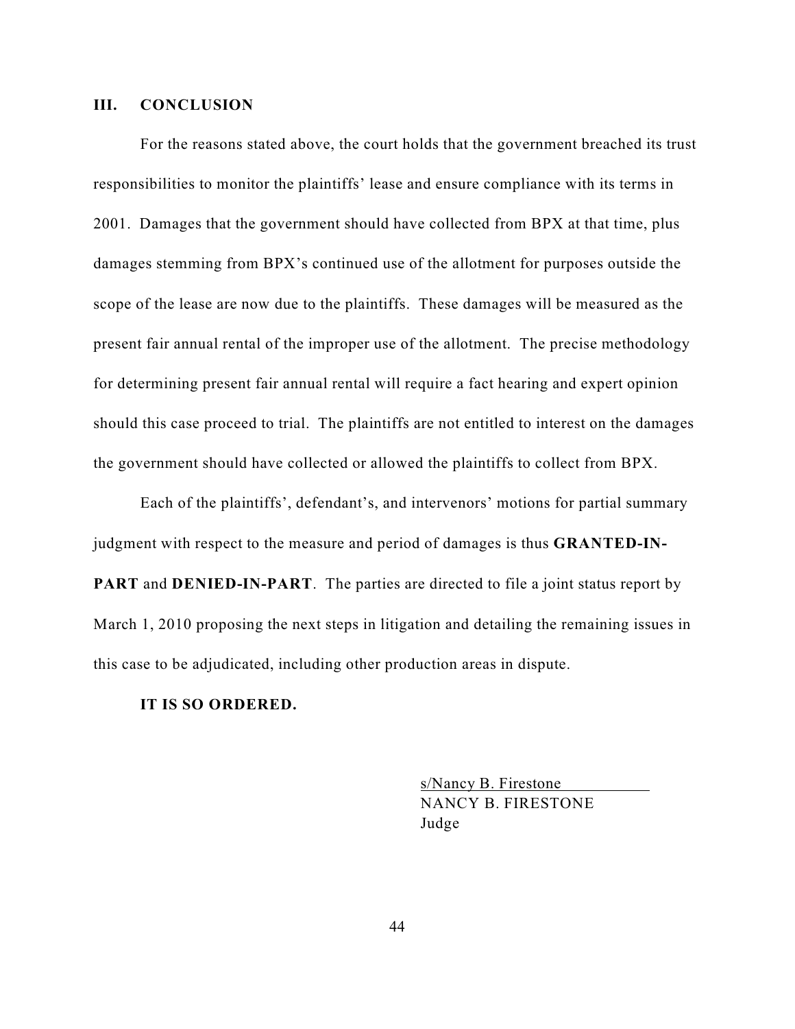## III. CONCLUSION

For the reasons stated above, the court holds that the government breached its trust responsibilities to monitor the plaintiffs' lease and ensure compliance with its terms in 2001. Damages that the government should have collected from BPX at that time, plus damages stemming from BPX's continued use of the allotment for purposes outside the scope of the lease are now due to the plaintiffs. These damages will be measured as the present fair annual rental of the improper use of the allotment. The precise methodology for determining present fair annual rental will require a fact hearing and expert opinion should this case proceed to trial. The plaintiffs are not entitled to interest on the damages the government should have collected or allowed the plaintiffs to collect from BPX.

Each of the plaintiffs', defendant's, and intervenors' motions for partial summary judgment with respect to the measure and period of damages is thus **GRANTED-IN-PART** and **DENIED-IN-PART**. The parties are directed to file a joint status report by March 1, 2010 proposing the next steps in litigation and detailing the remaining issues in this case to be adjudicated, including other production areas in dispute.

**IT IS SO ORDERED.**

s/Nancy B. Firestone
NANCY B. FIRESTONE
Judge